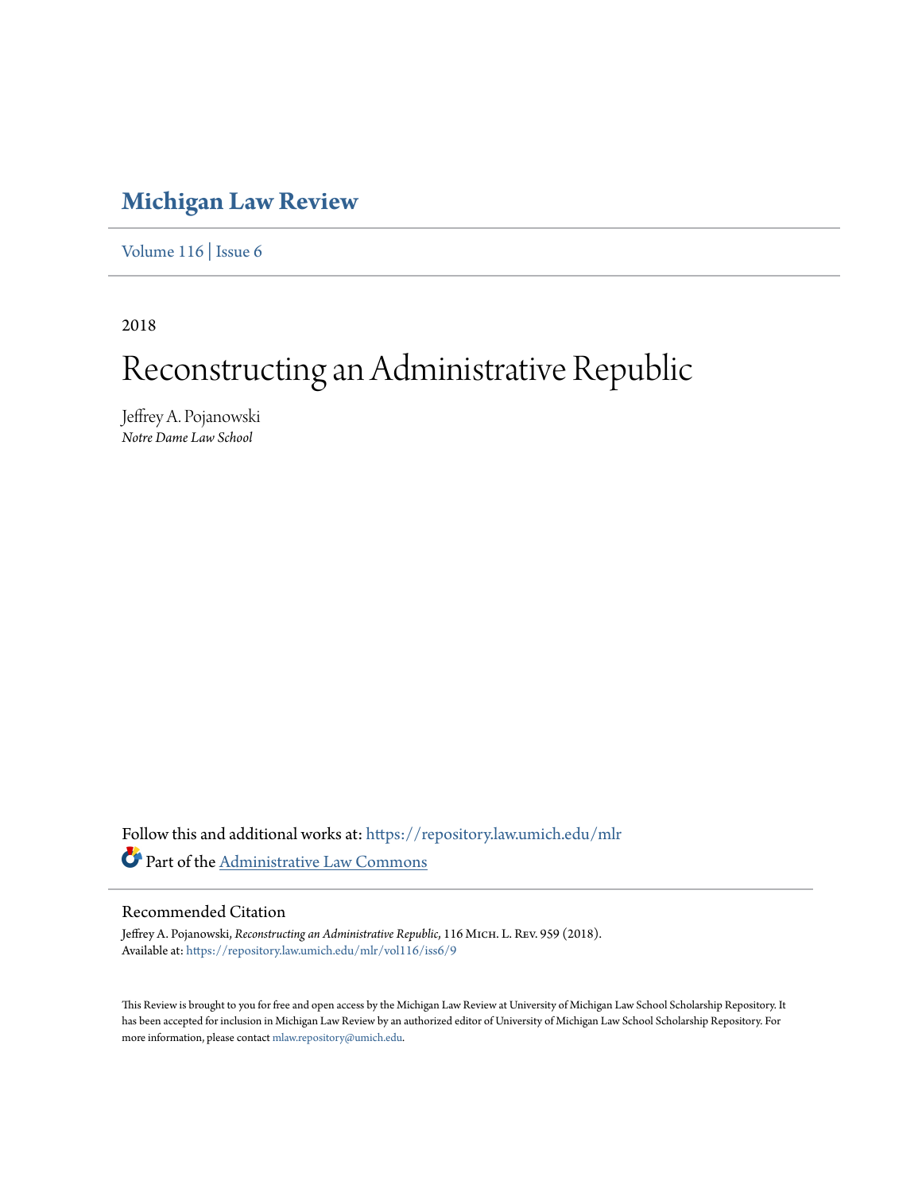# Michigan Law Review

Volume 116 | Issue 6

2018

# Reconstructing an Administrative Republic

Jeffrey A. Pojanowski
*Notre Dame Law School*

Follow this and additional works at: https://repository.law.umich.edu/mlr

Part of the Administrative Law Commons

## Recommended Citation

Jeffrey A. Pojanowski, *Reconstructing an Administrative Republic*, 116 Mich. L. Rev. 959 (2018).
Available at: https://repository.law.umich.edu/mlr/vol116/iss6/9

This Review is brought to you for free and open access by the Michigan Law Review at University of Michigan Law School Scholarship Repository. It has been accepted for inclusion in Michigan Law Review by an authorized editor of University of Michigan Law School Scholarship Repository. For more information, please contact mlaw.repository@umich.edu.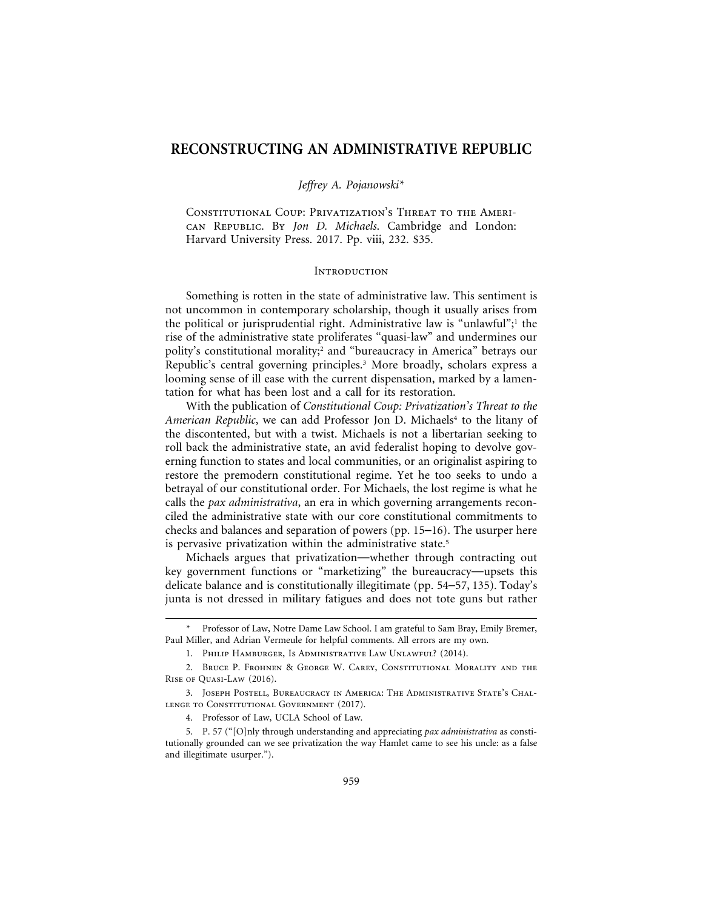# RECONSTRUCTING AN ADMINISTRATIVE REPUBLIC

*Jeffrey A. Pojanowski**

Constitutional Coup: Privatization's Threat to the American Republic. By *Jon D. Michaels*. Cambridge and London: Harvard University Press. 2017. Pp. viii, 232. $35.

## Introduction

Something is rotten in the state of administrative law. This sentiment is not uncommon in contemporary scholarship, though it usually arises from the political or jurisprudential right. Administrative law is "unlawful";[1] the rise of the administrative state proliferates "quasi-law" and undermines our polity's constitutional morality;[2] and "bureaucracy in America" betrays our Republic's central governing principles.[3] More broadly, scholars express a looming sense of ill ease with the current dispensation, marked by a lamentation for what has been lost and a call for its restoration.

With the publication of *Constitutional Coup: Privatization's Threat to the American Republic*, we can add Professor Jon D. Michaels[4] to the litany of the discontented, but with a twist. Michaels is not a libertarian seeking to roll back the administrative state, an avid federalist hoping to devolve governing function to states and local communities, or an originalist aspiring to restore the premodern constitutional regime. Yet he too seeks to undo a betrayal of our constitutional order. For Michaels, the lost regime is what he calls the *pax administrativa*, an era in which governing arrangements reconciled the administrative state with our core constitutional commitments to checks and balances and separation of powers (pp. 15–16). The usurper here is pervasive privatization within the administrative state.[5]

Michaels argues that privatization—whether through contracting out key government functions or "marketizing" the bureaucracy—upsets this delicate balance and is constitutionally illegitimate (pp. 54–57, 135). Today's junta is not dressed in military fatigues and does not tote guns but rather

---

\* Professor of Law, Notre Dame Law School. I am grateful to Sam Bray, Emily Bremer, Paul Miller, and Adrian Vermeule for helpful comments. All errors are my own.

1. Philip Hamburger, Is Administrative Law Unlawful? (2014).

2. Bruce P. Frohnen & George W. Carey, Constitutional Morality and the Rise of Quasi-Law (2016).

3. Joseph Postell, Bureaucracy in America: The Administrative State's Challenge to Constitutional Government (2017).

4. Professor of Law, UCLA School of Law.

5. P. 57 ("[O]nly through understanding and appreciating *pax administrativa* as constitutionally grounded can we see privatization the way Hamlet came to see his uncle: as a false and illegitimate usurper.").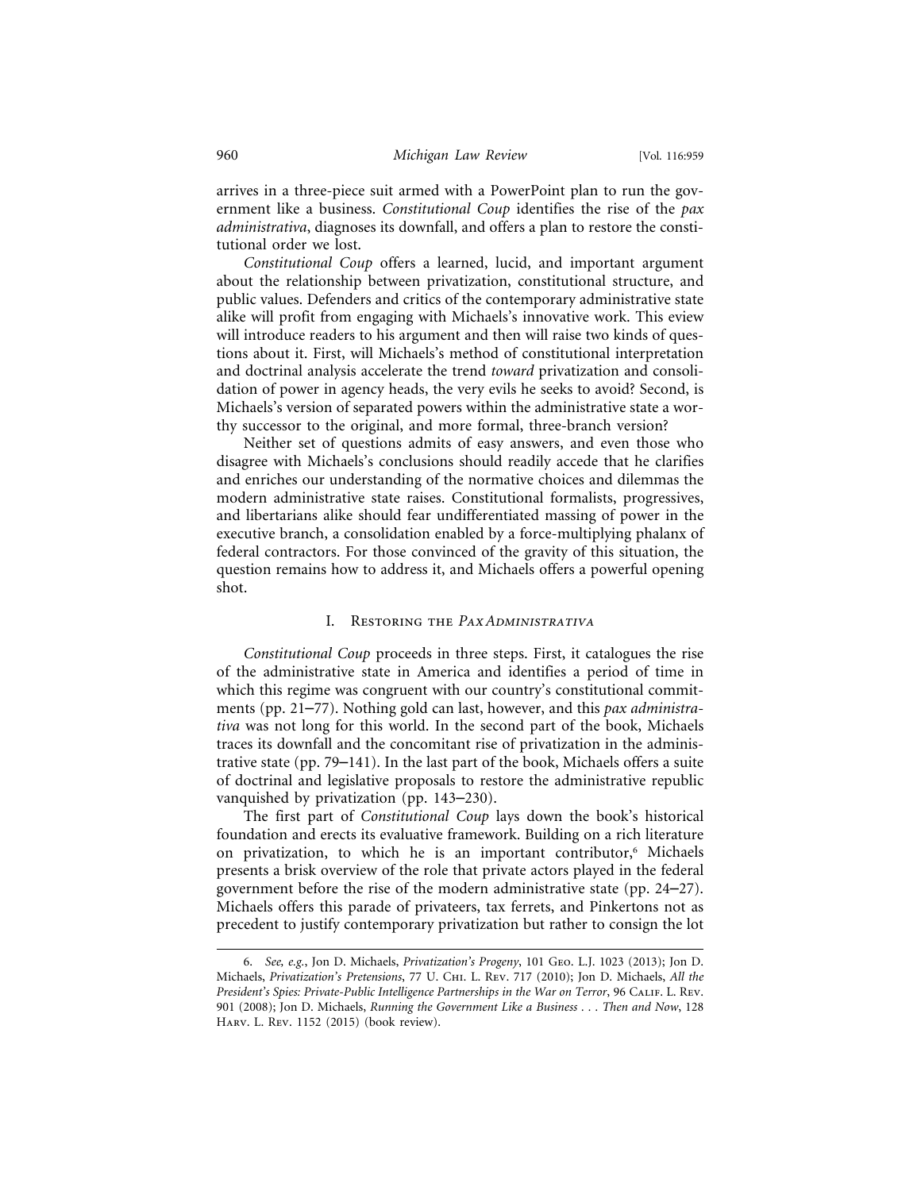arrives in a three-piece suit armed with a PowerPoint plan to run the government like a business. *Constitutional Coup* identifies the rise of the *pax administrativa*, diagnoses its downfall, and offers a plan to restore the constitutional order we lost.

*Constitutional Coup* offers a learned, lucid, and important argument about the relationship between privatization, constitutional structure, and public values. Defenders and critics of the contemporary administrative state alike will profit from engaging with Michaels's innovative work. This eview will introduce readers to his argument and then will raise two kinds of questions about it. First, will Michaels's method of constitutional interpretation and doctrinal analysis accelerate the trend *toward* privatization and consolidation of power in agency heads, the very evils he seeks to avoid? Second, is Michaels's version of separated powers within the administrative state a worthy successor to the original, and more formal, three-branch version?

Neither set of questions admits of easy answers, and even those who disagree with Michaels's conclusions should readily accede that he clarifies and enriches our understanding of the normative choices and dilemmas the modern administrative state raises. Constitutional formalists, progressives, and libertarians alike should fear undifferentiated massing of power in the executive branch, a consolidation enabled by a force-multiplying phalanx of federal contractors. For those convinced of the gravity of this situation, the question remains how to address it, and Michaels offers a powerful opening shot.

## I. Restoring the *Pax Administrativa*

*Constitutional Coup* proceeds in three steps. First, it catalogues the rise of the administrative state in America and identifies a period of time in which this regime was congruent with our country's constitutional commitments (pp. 21–77). Nothing gold can last, however, and this *pax administrativa* was not long for this world. In the second part of the book, Michaels traces its downfall and the concomitant rise of privatization in the administrative state (pp. 79–141). In the last part of the book, Michaels offers a suite of doctrinal and legislative proposals to restore the administrative republic vanquished by privatization (pp. 143–230).

The first part of *Constitutional Coup* lays down the book's historical foundation and erects its evaluative framework. Building on a rich literature on privatization, to which he is an important contributor,[6] Michaels presents a brisk overview of the role that private actors played in the federal government before the rise of the modern administrative state (pp. 24–27). Michaels offers this parade of privateers, tax ferrets, and Pinkertons not as precedent to justify contemporary privatization but rather to consign the lot

6. *See, e.g.*, Jon D. Michaels, *Privatization's Progeny*, 101 Geo. L.J. 1023 (2013); Jon D. Michaels, *Privatization's Pretensions*, 77 U. Chi. L. Rev. 717 (2010); Jon D. Michaels, *All the President's Spies: Private-Public Intelligence Partnerships in the War on Terror*, 96 Calif. L. Rev. 901 (2008); Jon D. Michaels, *Running the Government Like a Business . . . Then and Now*, 128 Harv. L. Rev. 1152 (2015) (book review).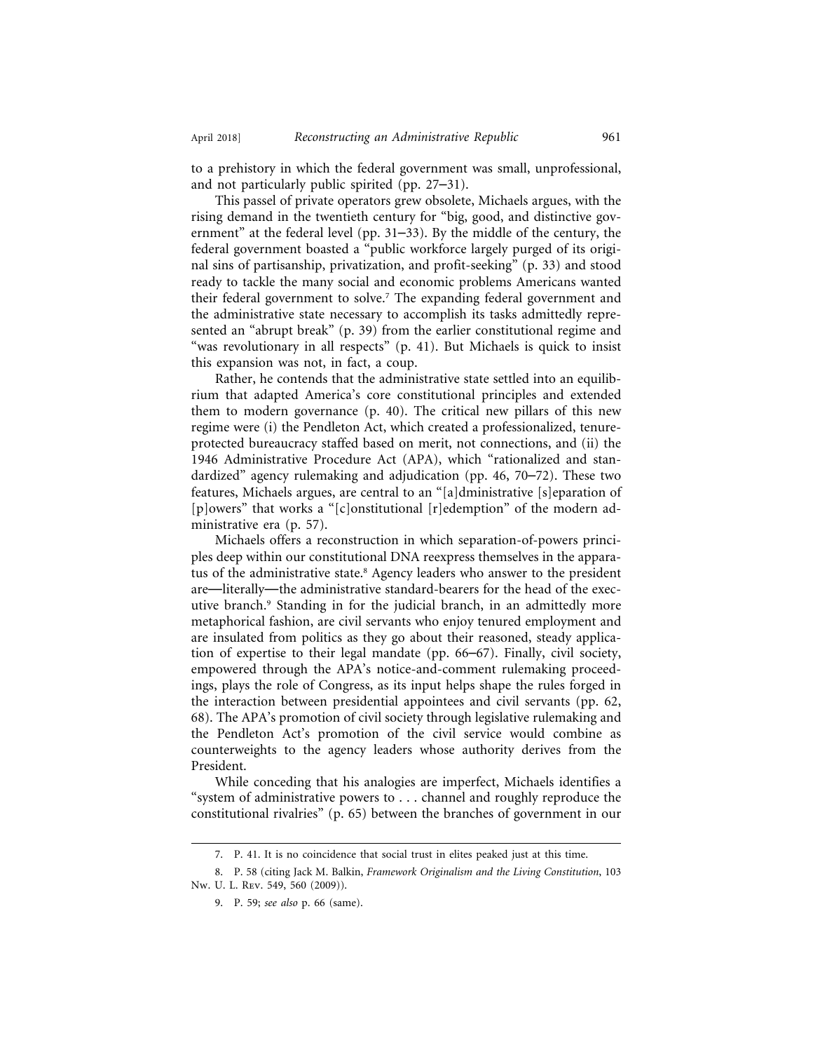to a prehistory in which the federal government was small, unprofessional, and not particularly public spirited (pp. 27–31).

This passel of private operators grew obsolete, Michaels argues, with the rising demand in the twentieth century for "big, good, and distinctive government" at the federal level (pp. 31–33). By the middle of the century, the federal government boasted a "public workforce largely purged of its original sins of partisanship, privatization, and profit-seeking" (p. 33) and stood ready to tackle the many social and economic problems Americans wanted their federal government to solve.[7] The expanding federal government and the administrative state necessary to accomplish its tasks admittedly represented an "abrupt break" (p. 39) from the earlier constitutional regime and "was revolutionary in all respects" (p. 41). But Michaels is quick to insist this expansion was not, in fact, a coup.

Rather, he contends that the administrative state settled into an equilibrium that adapted America's core constitutional principles and extended them to modern governance (p. 40). The critical new pillars of this new regime were (i) the Pendleton Act, which created a professionalized, tenure-protected bureaucracy staffed based on merit, not connections, and (ii) the 1946 Administrative Procedure Act (APA), which "rationalized and standardized" agency rulemaking and adjudication (pp. 46, 70–72). These two features, Michaels argues, are central to an "[a]dministrative [s]eparation of [p]owers" that works a "[c]onstitutional [r]edemption" of the modern administrative era (p. 57).

Michaels offers a reconstruction in which separation-of-powers principles deep within our constitutional DNA reexpress themselves in the apparatus of the administrative state.[8] Agency leaders who answer to the president are—literally—the administrative standard-bearers for the head of the executive branch.[9] Standing in for the judicial branch, in an admittedly more metaphorical fashion, are civil servants who enjoy tenured employment and are insulated from politics as they go about their reasoned, steady application of expertise to their legal mandate (pp. 66–67). Finally, civil society, empowered through the APA's notice-and-comment rulemaking proceedings, plays the role of Congress, as its input helps shape the rules forged in the interaction between presidential appointees and civil servants (pp. 62, 68). The APA's promotion of civil society through legislative rulemaking and the Pendleton Act's promotion of the civil service would combine as counterweights to the agency leaders whose authority derives from the President.

While conceding that his analogies are imperfect, Michaels identifies a "system of administrative powers to . . . channel and roughly reproduce the constitutional rivalries" (p. 65) between the branches of government in our

---

7. P. 41. It is no coincidence that social trust in elites peaked just at this time.

8. P. 58 (citing Jack M. Balkin, *Framework Originalism and the Living Constitution*, 103 Nw. U. L. Rev. 549, 560 (2009)).

9. P. 59; *see also* p. 66 (same).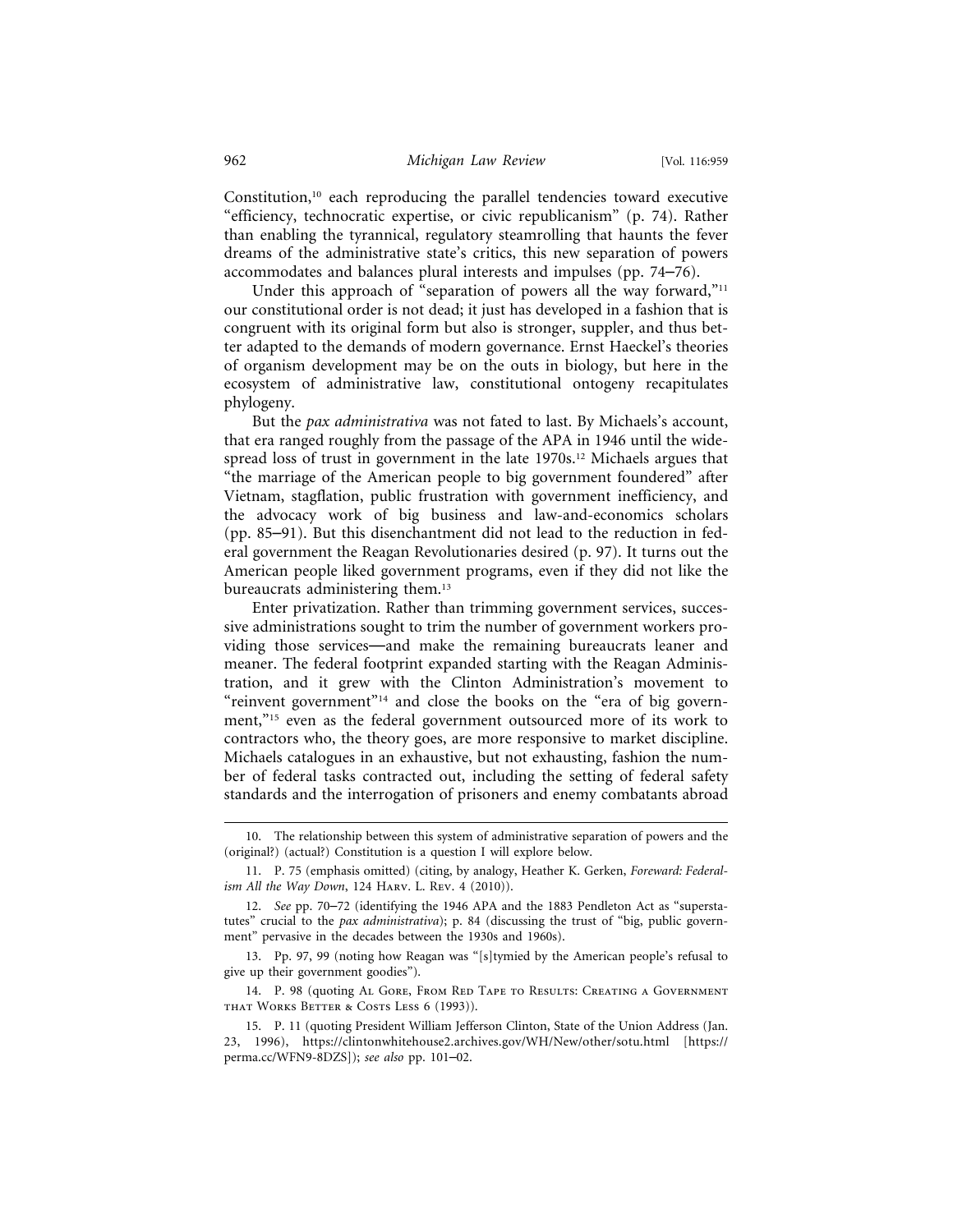Constitution,[10] each reproducing the parallel tendencies toward executive "efficiency, technocratic expertise, or civic republicanism" (p. 74). Rather than enabling the tyrannical, regulatory steamrolling that haunts the fever dreams of the administrative state's critics, this new separation of powers accommodates and balances plural interests and impulses (pp. 74–76).

Under this approach of "separation of powers all the way forward,"[11] our constitutional order is not dead; it just has developed in a fashion that is congruent with its original form but also is stronger, suppler, and thus better adapted to the demands of modern governance. Ernst Haeckel's theories of organism development may be on the outs in biology, but here in the ecosystem of administrative law, constitutional ontogeny recapitulates phylogeny.

But the *pax administrativa* was not fated to last. By Michaels's account, that era ranged roughly from the passage of the APA in 1946 until the widespread loss of trust in government in the late 1970s.[12] Michaels argues that "the marriage of the American people to big government foundered" after Vietnam, stagflation, public frustration with government inefficiency, and the advocacy work of big business and law-and-economics scholars (pp. 85–91). But this disenchantment did not lead to the reduction in federal government the Reagan Revolutionaries desired (p. 97). It turns out the American people liked government programs, even if they did not like the bureaucrats administering them.[13]

Enter privatization. Rather than trimming government services, successive administrations sought to trim the number of government workers providing those services—and make the remaining bureaucrats leaner and meaner. The federal footprint expanded starting with the Reagan Administration, and it grew with the Clinton Administration's movement to "reinvent government"[14] and close the books on the "era of big government,"[15] even as the federal government outsourced more of its work to contractors who, the theory goes, are more responsive to market discipline. Michaels catalogues in an exhaustive, but not exhausting, fashion the number of federal tasks contracted out, including the setting of federal safety standards and the interrogation of prisoners and enemy combatants abroad

---

10. The relationship between this system of administrative separation of powers and the (original?) (actual?) Constitution is a question I will explore below.

11. P. 75 (emphasis omitted) (citing, by analogy, Heather K. Gerken, *Foreward: Federalism All the Way Down*, 124 Harv. L. Rev. 4 (2010)).

12. *See* pp. 70–72 (identifying the 1946 APA and the 1883 Pendleton Act as "superstatutes" crucial to the *pax administrativa*); p. 84 (discussing the trust of "big, public government" pervasive in the decades between the 1930s and 1960s).

13. Pp. 97, 99 (noting how Reagan was "[s]tymied by the American people's refusal to give up their government goodies").

14. P. 98 (quoting Al Gore, From Red Tape to Results: Creating a Government that Works Better & Costs Less 6 (1993)).

15. P. 11 (quoting President William Jefferson Clinton, State of the Union Address (Jan. 23, 1996), https://clintonwhitehouse2.archives.gov/WH/New/other/sotu.html [https://perma.cc/WFN9-8DZS]); *see also* pp. 101–02.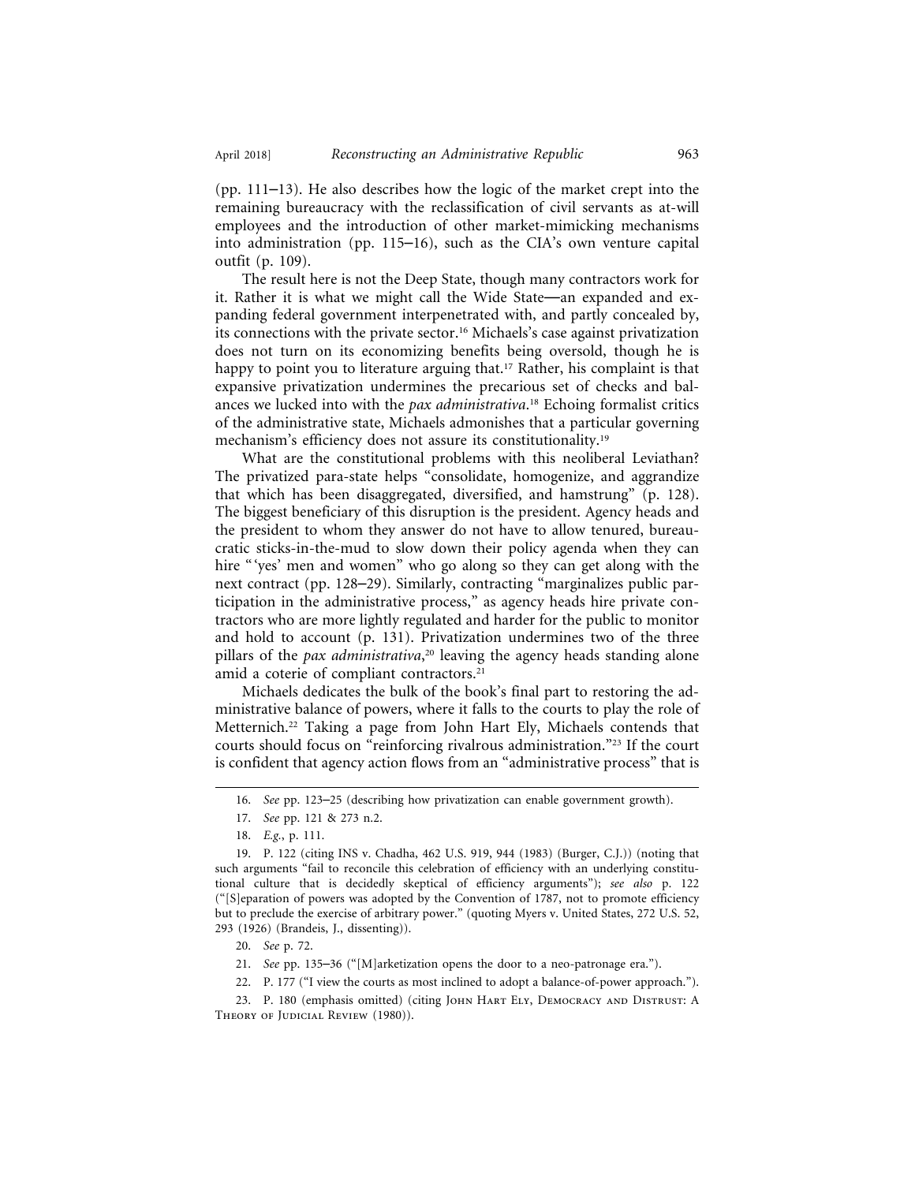(pp. 111–13). He also describes how the logic of the market crept into the remaining bureaucracy with the reclassification of civil servants as at-will employees and the introduction of other market-mimicking mechanisms into administration (pp. 115–16), such as the CIA's own venture capital outfit (p. 109).

The result here is not the Deep State, though many contractors work for it. Rather it is what we might call the Wide State—an expanded and expanding federal government interpenetrated with, and partly concealed by, its connections with the private sector.[16] Michaels's case against privatization does not turn on its economizing benefits being oversold, though he is happy to point you to literature arguing that.[17] Rather, his complaint is that expansive privatization undermines the precarious set of checks and balances we lucked into with the *pax administrativa*.[18] Echoing formalist critics of the administrative state, Michaels admonishes that a particular governing mechanism's efficiency does not assure its constitutionality.[19]

What are the constitutional problems with this neoliberal Leviathan? The privatized para-state helps "consolidate, homogenize, and aggrandize that which has been disaggregated, diversified, and hamstrung" (p. 128). The biggest beneficiary of this disruption is the president. Agency heads and the president to whom they answer do not have to allow tenured, bureaucratic sticks-in-the-mud to slow down their policy agenda when they can hire "'yes' men and women" who go along so they can get along with the next contract (pp. 128–29). Similarly, contracting "marginalizes public participation in the administrative process," as agency heads hire private contractors who are more lightly regulated and harder for the public to monitor and hold to account (p. 131). Privatization undermines two of the three pillars of the *pax administrativa*,[20] leaving the agency heads standing alone amid a coterie of compliant contractors.[21]

Michaels dedicates the bulk of the book's final part to restoring the administrative balance of powers, where it falls to the courts to play the role of Metternich.[22] Taking a page from John Hart Ely, Michaels contends that courts should focus on "reinforcing rivalrous administration."[23] If the court is confident that agency action flows from an "administrative process" that is

---

16. *See* pp. 123–25 (describing how privatization can enable government growth).

17. *See* pp. 121 & 273 n.2.

18. *E.g.*, p. 111.

19. P. 122 (citing INS v. Chadha, 462 U.S. 919, 944 (1983) (Burger, C.J.)) (noting that such arguments "fail to reconcile this celebration of efficiency with an underlying constitutional culture that is decidedly skeptical of efficiency arguments"); *see also* p. 122 ("[S]eparation of powers was adopted by the Convention of 1787, not to promote efficiency but to preclude the exercise of arbitrary power." (quoting Myers v. United States, 272 U.S. 52, 293 (1926) (Brandeis, J., dissenting)).

20. *See* p. 72.

21. *See* pp. 135–36 ("[M]arketization opens the door to a neo-patronage era.").

22. P. 177 ("I view the courts as most inclined to adopt a balance-of-power approach.").

23. P. 180 (emphasis omitted) (citing John Hart Ely, Democracy and Distrust: A Theory of Judicial Review (1980)).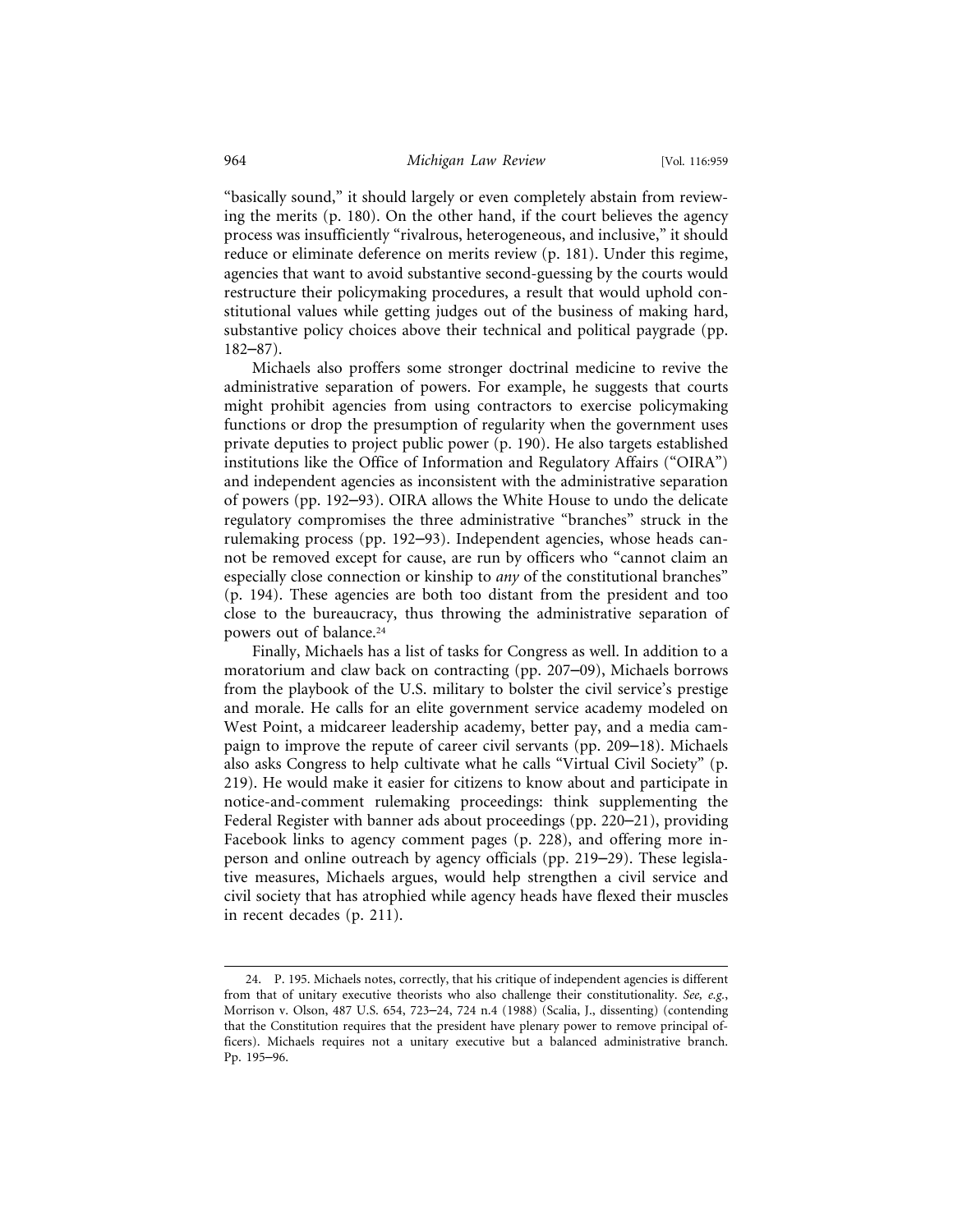"basically sound," it should largely or even completely abstain from reviewing the merits (p. 180). On the other hand, if the court believes the agency process was insufficiently "rivalrous, heterogeneous, and inclusive," it should reduce or eliminate deference on merits review (p. 181). Under this regime, agencies that want to avoid substantive second-guessing by the courts would restructure their policymaking procedures, a result that would uphold constitutional values while getting judges out of the business of making hard, substantive policy choices above their technical and political paygrade (pp. 182–87).

Michaels also proffers some stronger doctrinal medicine to revive the administrative separation of powers. For example, he suggests that courts might prohibit agencies from using contractors to exercise policymaking functions or drop the presumption of regularity when the government uses private deputies to project public power (p. 190). He also targets established institutions like the Office of Information and Regulatory Affairs ("OIRA") and independent agencies as inconsistent with the administrative separation of powers (pp. 192–93). OIRA allows the White House to undo the delicate regulatory compromises the three administrative "branches" struck in the rulemaking process (pp. 192–93). Independent agencies, whose heads cannot be removed except for cause, are run by officers who "cannot claim an especially close connection or kinship to *any* of the constitutional branches" (p. 194). These agencies are both too distant from the president and too close to the bureaucracy, thus throwing the administrative separation of powers out of balance.[24]

Finally, Michaels has a list of tasks for Congress as well. In addition to a moratorium and claw back on contracting (pp. 207–09), Michaels borrows from the playbook of the U.S. military to bolster the civil service's prestige and morale. He calls for an elite government service academy modeled on West Point, a midcareer leadership academy, better pay, and a media campaign to improve the repute of career civil servants (pp. 209–18). Michaels also asks Congress to help cultivate what he calls "Virtual Civil Society" (p. 219). He would make it easier for citizens to know about and participate in notice-and-comment rulemaking proceedings: think supplementing the Federal Register with banner ads about proceedings (pp. 220–21), providing Facebook links to agency comment pages (p. 228), and offering more in-person and online outreach by agency officials (pp. 219–29). These legislative measures, Michaels argues, would help strengthen a civil service and civil society that has atrophied while agency heads have flexed their muscles in recent decades (p. 211).

---

24. P. 195. Michaels notes, correctly, that his critique of independent agencies is different from that of unitary executive theorists who also challenge their constitutionality. *See, e.g.*, Morrison v. Olson, 487 U.S. 654, 723–24, 724 n.4 (1988) (Scalia, J., dissenting) (contending that the Constitution requires that the president have plenary power to remove principal officers). Michaels requires not a unitary executive but a balanced administrative branch. Pp. 195–96.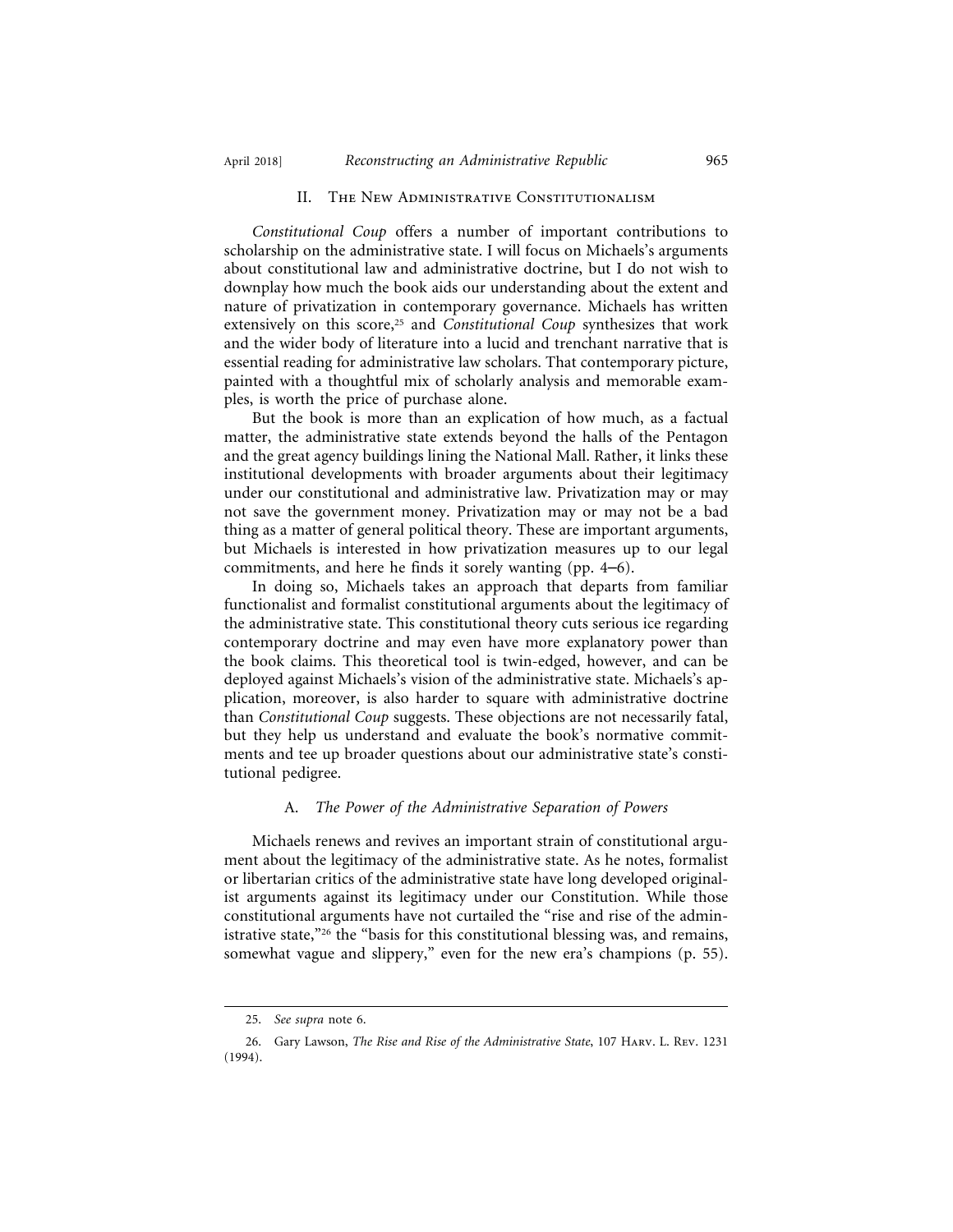## II. The New Administrative Constitutionalism

*Constitutional Coup* offers a number of important contributions to scholarship on the administrative state. I will focus on Michaels's arguments about constitutional law and administrative doctrine, but I do not wish to downplay how much the book aids our understanding about the extent and nature of privatization in contemporary governance. Michaels has written extensively on this score,[25] and *Constitutional Coup* synthesizes that work and the wider body of literature into a lucid and trenchant narrative that is essential reading for administrative law scholars. That contemporary picture, painted with a thoughtful mix of scholarly analysis and memorable examples, is worth the price of purchase alone.

But the book is more than an explication of how much, as a factual matter, the administrative state extends beyond the halls of the Pentagon and the great agency buildings lining the National Mall. Rather, it links these institutional developments with broader arguments about their legitimacy under our constitutional and administrative law. Privatization may or may not save the government money. Privatization may or may not be a bad thing as a matter of general political theory. These are important arguments, but Michaels is interested in how privatization measures up to our legal commitments, and here he finds it sorely wanting (pp. 4–6).

In doing so, Michaels takes an approach that departs from familiar functionalist and formalist constitutional arguments about the legitimacy of the administrative state. This constitutional theory cuts serious ice regarding contemporary doctrine and may even have more explanatory power than the book claims. This theoretical tool is twin-edged, however, and can be deployed against Michaels's vision of the administrative state. Michaels's application, moreover, is also harder to square with administrative doctrine than *Constitutional Coup* suggests. These objections are not necessarily fatal, but they help us understand and evaluate the book's normative commitments and tee up broader questions about our administrative state's constitutional pedigree.

### A. *The Power of the Administrative Separation of Powers*

Michaels renews and revives an important strain of constitutional argument about the legitimacy of the administrative state. As he notes, formalist or libertarian critics of the administrative state have long developed originalist arguments against its legitimacy under our Constitution. While those constitutional arguments have not curtailed the "rise and rise of the administrative state,"[26] the "basis for this constitutional blessing was, and remains, somewhat vague and slippery," even for the new era's champions (p. 55).

---

25. *See supra* note 6.

26. Gary Lawson, *The Rise and Rise of the Administrative State*, 107 Harv. L. Rev. 1231 (1994).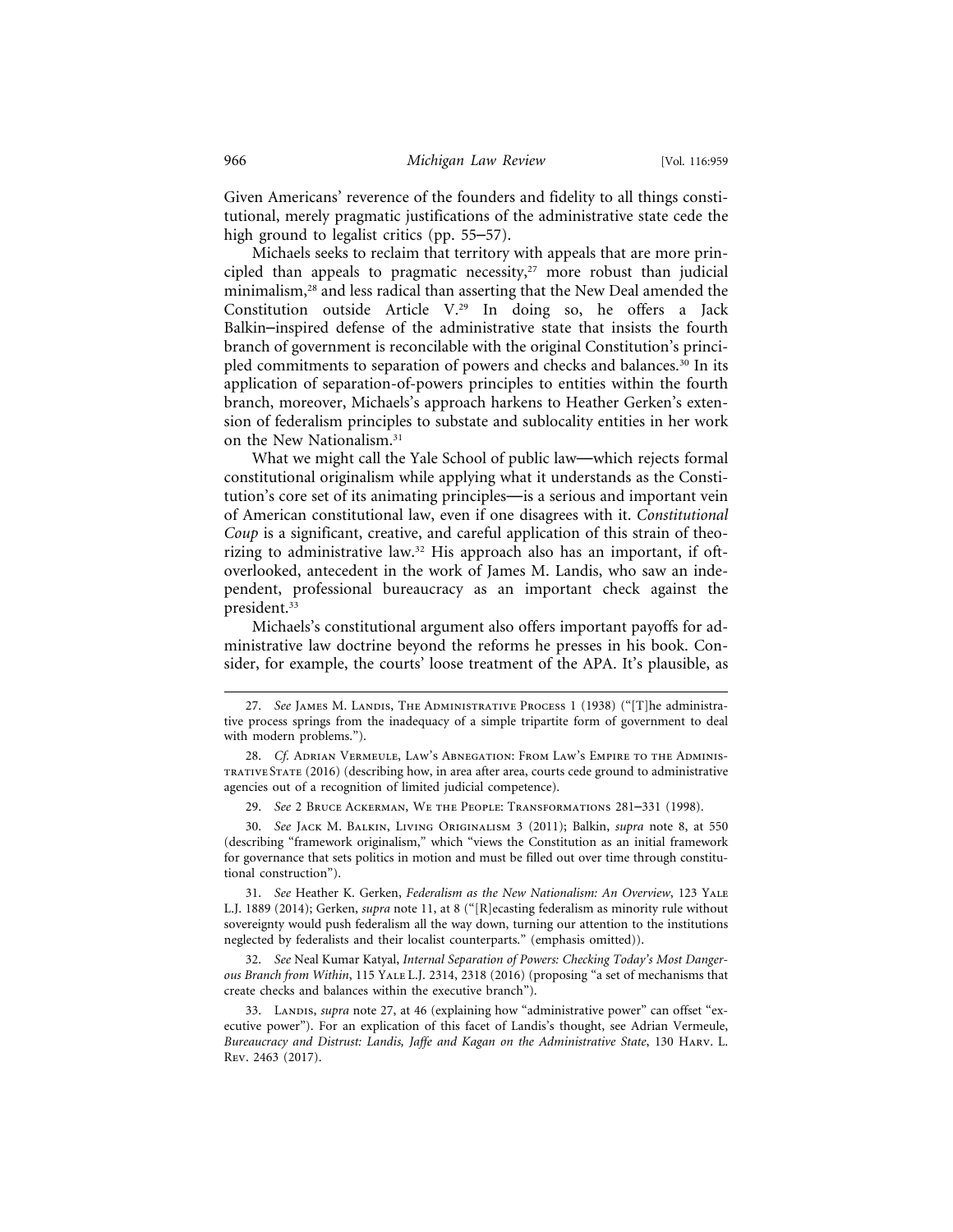Given Americans' reverence of the founders and fidelity to all things constitutional, merely pragmatic justifications of the administrative state cede the high ground to legalist critics (pp. 55–57).

Michaels seeks to reclaim that territory with appeals that are more principled than appeals to pragmatic necessity,[27] more robust than judicial minimalism,[28] and less radical than asserting that the New Deal amended the Constitution outside Article V.[29] In doing so, he offers a Jack Balkin–inspired defense of the administrative state that insists the fourth branch of government is reconcilable with the original Constitution's principled commitments to separation of powers and checks and balances.[30] In its application of separation-of-powers principles to entities within the fourth branch, moreover, Michaels's approach harkens to Heather Gerken's extension of federalism principles to substate and sublocality entities in her work on the New Nationalism.[31]

What we might call the Yale School of public law—which rejects formal constitutional originalism while applying what it understands as the Constitution's core set of its animating principles—is a serious and important vein of American constitutional law, even if one disagrees with it. *Constitutional Coup* is a significant, creative, and careful application of this strain of theorizing to administrative law.[32] His approach also has an important, if oft-overlooked, antecedent in the work of James M. Landis, who saw an independent, professional bureaucracy as an important check against the president.[33]

Michaels's constitutional argument also offers important payoffs for administrative law doctrine beyond the reforms he presses in his book. Consider, for example, the courts' loose treatment of the APA. It's plausible, as

27. *See* James M. Landis, The Administrative Process 1 (1938) ("[T]he administrative process springs from the inadequacy of a simple tripartite form of government to deal with modern problems.").

28. *Cf.* Adrian Vermeule, Law's Abnegation: From Law's Empire to the Administrative State (2016) (describing how, in area after area, courts cede ground to administrative agencies out of a recognition of limited judicial competence).

29. *See* 2 Bruce Ackerman, We the People: Transformations 281–331 (1998).

30. *See* Jack M. Balkin, Living Originalism 3 (2011); Balkin, *supra* note 8, at 550 (describing "framework originalism," which "views the Constitution as an initial framework for governance that sets politics in motion and must be filled out over time through constitutional construction").

31. *See* Heather K. Gerken, *Federalism as the New Nationalism: An Overview*, 123 Yale L.J. 1889 (2014); Gerken, *supra* note 11, at 8 ("[R]ecasting federalism as minority rule without sovereignty would push federalism all the way down, turning our attention to the institutions neglected by federalists and their localist counterparts." (emphasis omitted)).

32. *See* Neal Kumar Katyal, *Internal Separation of Powers: Checking Today's Most Dangerous Branch from Within*, 115 Yale L.J. 2314, 2318 (2016) (proposing "a set of mechanisms that create checks and balances within the executive branch").

33. Landis, *supra* note 27, at 46 (explaining how "administrative power" can offset "executive power"). For an explication of this facet of Landis's thought, see Adrian Vermeule, *Bureaucracy and Distrust: Landis, Jaffe and Kagan on the Administrative State*, 130 Harv. L. Rev. 2463 (2017).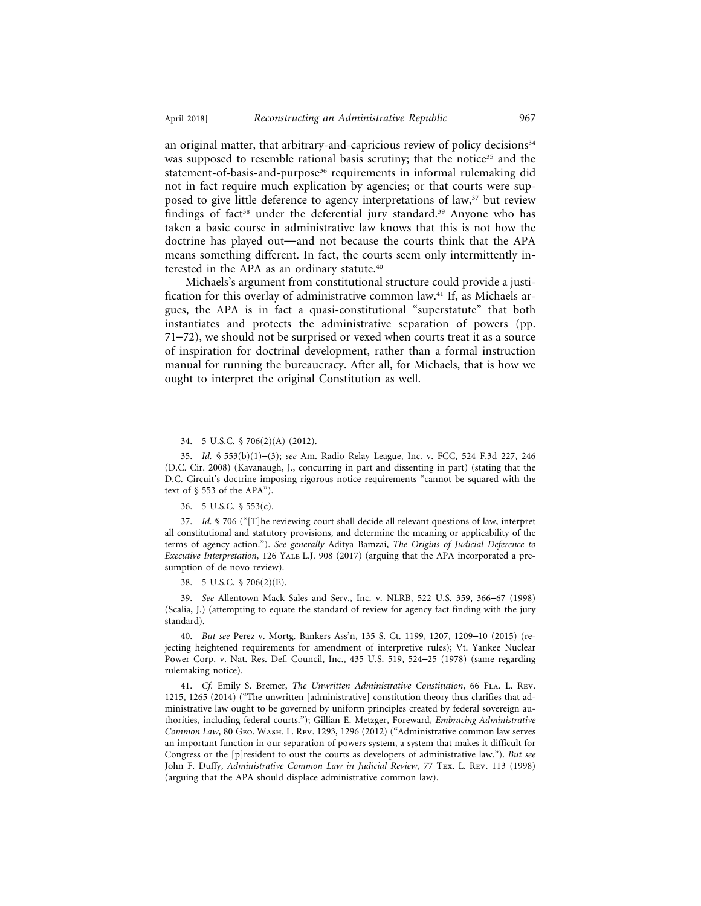an original matter, that arbitrary-and-capricious review of policy decisions[34] was supposed to resemble rational basis scrutiny; that the notice[35] and the statement-of-basis-and-purpose[36] requirements in informal rulemaking did not in fact require much explication by agencies; or that courts were supposed to give little deference to agency interpretations of law,[37] but review findings of fact[38] under the deferential jury standard.[39] Anyone who has taken a basic course in administrative law knows that this is not how the doctrine has played out—and not because the courts think that the APA means something different. In fact, the courts seem only intermittently interested in the APA as an ordinary statute.[40]

Michaels's argument from constitutional structure could provide a justification for this overlay of administrative common law.[41] If, as Michaels argues, the APA is in fact a quasi-constitutional "superstatute" that both instantiates and protects the administrative separation of powers (pp. 71–72), we should not be surprised or vexed when courts treat it as a source of inspiration for doctrinal development, rather than a formal instruction manual for running the bureaucracy. After all, for Michaels, that is how we ought to interpret the original Constitution as well.

---

34. 5 U.S.C. § 706(2)(A) (2012).

35. *Id.* § 553(b)(1)–(3); *see* Am. Radio Relay League, Inc. v. FCC, 524 F.3d 227, 246 (D.C. Cir. 2008) (Kavanaugh, J., concurring in part and dissenting in part) (stating that the D.C. Circuit's doctrine imposing rigorous notice requirements "cannot be squared with the text of § 553 of the APA").

36. 5 U.S.C. § 553(c).

37. *Id.* § 706 ("[T]he reviewing court shall decide all relevant questions of law, interpret all constitutional and statutory provisions, and determine the meaning or applicability of the terms of agency action."). *See generally* Aditya Bamzai, *The Origins of Judicial Deference to Executive Interpretation*, 126 Yale L.J. 908 (2017) (arguing that the APA incorporated a presumption of de novo review).

38. 5 U.S.C. § 706(2)(E).

39. *See* Allentown Mack Sales and Serv., Inc. v. NLRB, 522 U.S. 359, 366–67 (1998) (Scalia, J.) (attempting to equate the standard of review for agency fact finding with the jury standard).

40. *But see* Perez v. Mortg. Bankers Ass'n, 135 S. Ct. 1199, 1207, 1209–10 (2015) (rejecting heightened requirements for amendment of interpretive rules); Vt. Yankee Nuclear Power Corp. v. Nat. Res. Def. Council, Inc., 435 U.S. 519, 524–25 (1978) (same regarding rulemaking notice).

41. *Cf.* Emily S. Bremer, *The Unwritten Administrative Constitution*, 66 Fla. L. Rev. 1215, 1265 (2014) ("The unwritten [administrative] constitution theory thus clarifies that administrative law ought to be governed by uniform principles created by federal sovereign authorities, including federal courts."); Gillian E. Metzger, Foreward, *Embracing Administrative Common Law*, 80 Geo. Wash. L. Rev. 1293, 1296 (2012) ("Administrative common law serves an important function in our separation of powers system, a system that makes it difficult for Congress or the [p]resident to oust the courts as developers of administrative law."). *But see* John F. Duffy, *Administrative Common Law in Judicial Review*, 77 Tex. L. Rev. 113 (1998) (arguing that the APA should displace administrative common law).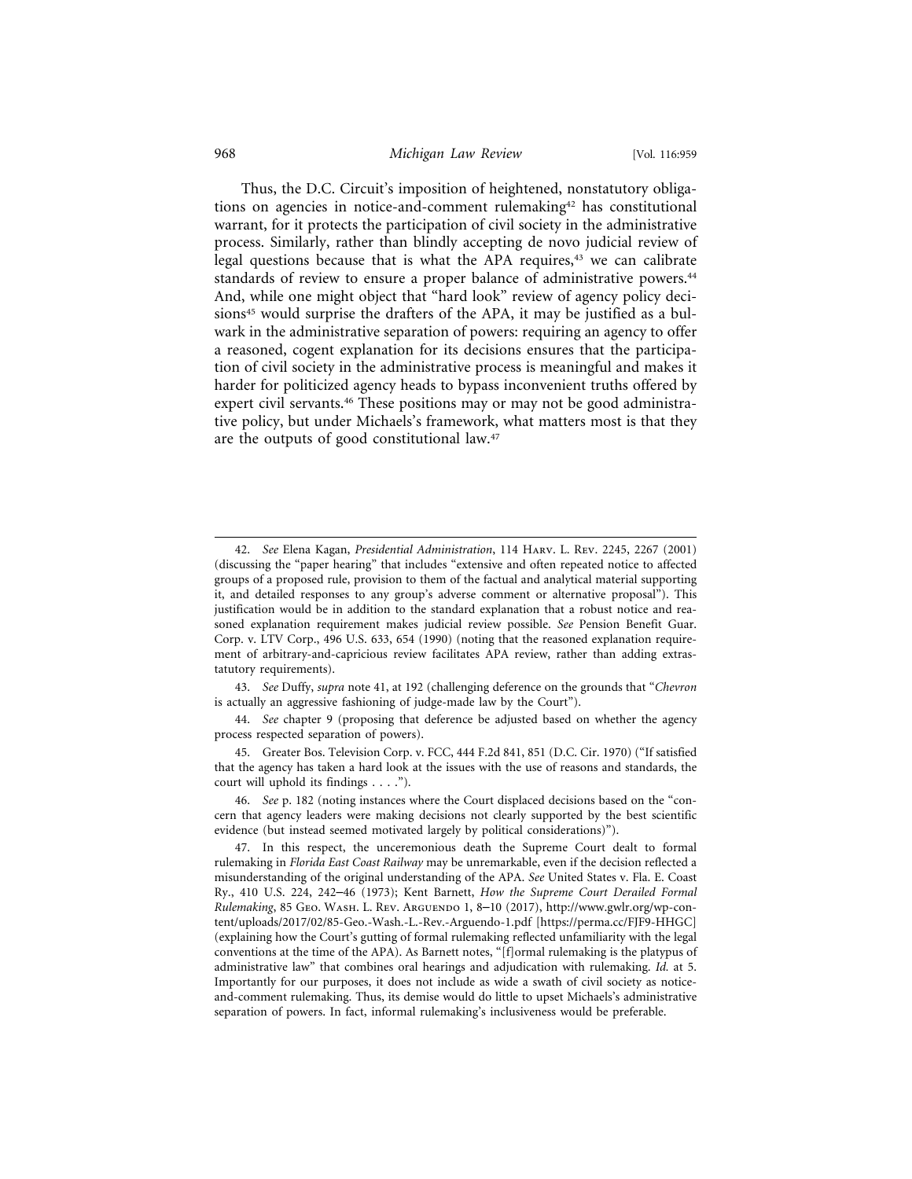Thus, the D.C. Circuit's imposition of heightened, nonstatutory obligations on agencies in notice-and-comment rulemaking[42] has constitutional warrant, for it protects the participation of civil society in the administrative process. Similarly, rather than blindly accepting de novo judicial review of legal questions because that is what the APA requires,[43] we can calibrate standards of review to ensure a proper balance of administrative powers.[44] And, while one might object that "hard look" review of agency policy decisions[45] would surprise the drafters of the APA, it may be justified as a bulwark in the administrative separation of powers: requiring an agency to offer a reasoned, cogent explanation for its decisions ensures that the participation of civil society in the administrative process is meaningful and makes it harder for politicized agency heads to bypass inconvenient truths offered by expert civil servants.[46] These positions may or may not be good administrative policy, but under Michaels's framework, what matters most is that they are the outputs of good constitutional law.[47]

---

42. *See* Elena Kagan, *Presidential Administration*, 114 Harv. L. Rev. 2245, 2267 (2001) (discussing the "paper hearing" that includes "extensive and often repeated notice to affected groups of a proposed rule, provision to them of the factual and analytical material supporting it, and detailed responses to any group's adverse comment or alternative proposal"). This justification would be in addition to the standard explanation that a robust notice and reasoned explanation requirement makes judicial review possible. *See* Pension Benefit Guar. Corp. v. LTV Corp., 496 U.S. 633, 654 (1990) (noting that the reasoned explanation requirement of arbitrary-and-capricious review facilitates APA review, rather than adding extrastatutory requirements).

43. *See* Duffy, *supra* note 41, at 192 (challenging deference on the grounds that "*Chevron* is actually an aggressive fashioning of judge-made law by the Court").

44. *See* chapter 9 (proposing that deference be adjusted based on whether the agency process respected separation of powers).

45. Greater Bos. Television Corp. v. FCC, 444 F.2d 841, 851 (D.C. Cir. 1970) ("If satisfied that the agency has taken a hard look at the issues with the use of reasons and standards, the court will uphold its findings . . . .").

46. *See* p. 182 (noting instances where the Court displaced decisions based on the "concern that agency leaders were making decisions not clearly supported by the best scientific evidence (but instead seemed motivated largely by political considerations)").

47. In this respect, the unceremonious death the Supreme Court dealt to formal rulemaking in *Florida East Coast Railway* may be unremarkable, even if the decision reflected a misunderstanding of the original understanding of the APA. *See* United States v. Fla. E. Coast Ry., 410 U.S. 224, 242–46 (1973); Kent Barnett, *How the Supreme Court Derailed Formal Rulemaking*, 85 Geo. Wash. L. Rev. Arguendo 1, 8–10 (2017), http://www.gwlr.org/wp-content/uploads/2017/02/85-Geo.-Wash.-L.-Rev.-Arguendo-1.pdf [https://perma.cc/FJF9-HHGC] (explaining how the Court's gutting of formal rulemaking reflected unfamiliarity with the legal conventions at the time of the APA). As Barnett notes, "[f]ormal rulemaking is the platypus of administrative law" that combines oral hearings and adjudication with rulemaking. *Id.* at 5. Importantly for our purposes, it does not include as wide a swath of civil society as notice-and-comment rulemaking. Thus, its demise would do little to upset Michaels's administrative separation of powers. In fact, informal rulemaking's inclusiveness would be preferable.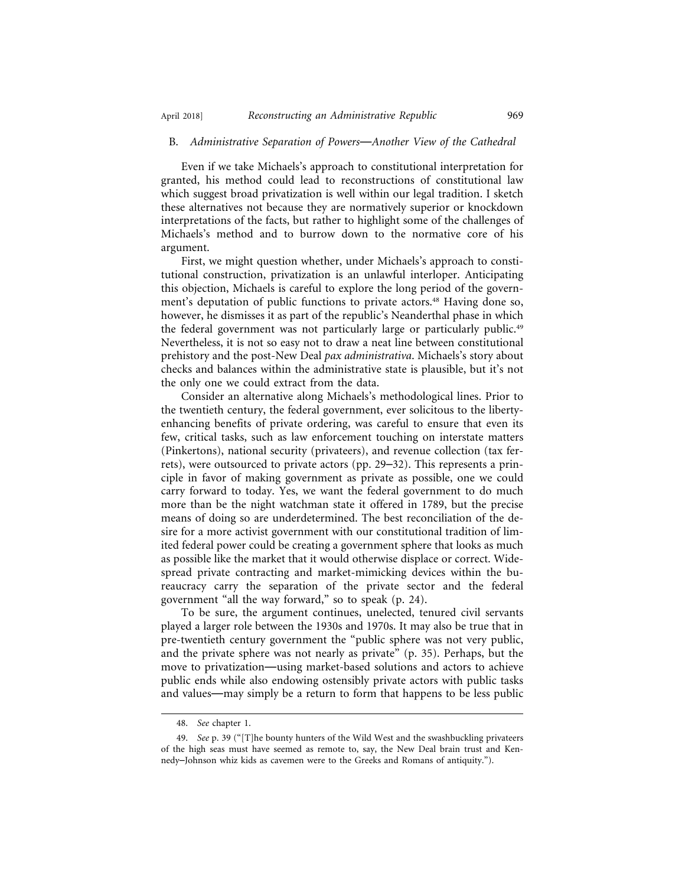### B. *Administrative Separation of Powers—Another View of the Cathedral*

Even if we take Michaels's approach to constitutional interpretation for granted, his method could lead to reconstructions of constitutional law which suggest broad privatization is well within our legal tradition. I sketch these alternatives not because they are normatively superior or knockdown interpretations of the facts, but rather to highlight some of the challenges of Michaels's method and to burrow down to the normative core of his argument.

First, we might question whether, under Michaels's approach to constitutional construction, privatization is an unlawful interloper. Anticipating this objection, Michaels is careful to explore the long period of the government's deputation of public functions to private actors.[48] Having done so, however, he dismisses it as part of the republic's Neanderthal phase in which the federal government was not particularly large or particularly public.[49] Nevertheless, it is not so easy not to draw a neat line between constitutional prehistory and the post-New Deal *pax administrativa*. Michaels's story about checks and balances within the administrative state is plausible, but it's not the only one we could extract from the data.

Consider an alternative along Michaels's methodological lines. Prior to the twentieth century, the federal government, ever solicitous to the liberty-enhancing benefits of private ordering, was careful to ensure that even its few, critical tasks, such as law enforcement touching on interstate matters (Pinkertons), national security (privateers), and revenue collection (tax ferrets), were outsourced to private actors (pp. 29–32). This represents a principle in favor of making government as private as possible, one we could carry forward to today. Yes, we want the federal government to do much more than be the night watchman state it offered in 1789, but the precise means of doing so are underdetermined. The best reconciliation of the desire for a more activist government with our constitutional tradition of limited federal power could be creating a government sphere that looks as much as possible like the market that it would otherwise displace or correct. Widespread private contracting and market-mimicking devices within the bureaucracy carry the separation of the private sector and the federal government "all the way forward," so to speak (p. 24).

To be sure, the argument continues, unelected, tenured civil servants played a larger role between the 1930s and 1970s. It may also be true that in pre-twentieth century government the "public sphere was not very public, and the private sphere was not nearly as private" (p. 35). Perhaps, but the move to privatization—using market-based solutions and actors to achieve public ends while also endowing ostensibly private actors with public tasks and values—may simply be a return to form that happens to be less public

---

48. *See* chapter 1.

49. *See* p. 39 ("[T]he bounty hunters of the Wild West and the swashbuckling privateers of the high seas must have seemed as remote to, say, the New Deal brain trust and Kennedy–Johnson whiz kids as cavemen were to the Greeks and Romans of antiquity.").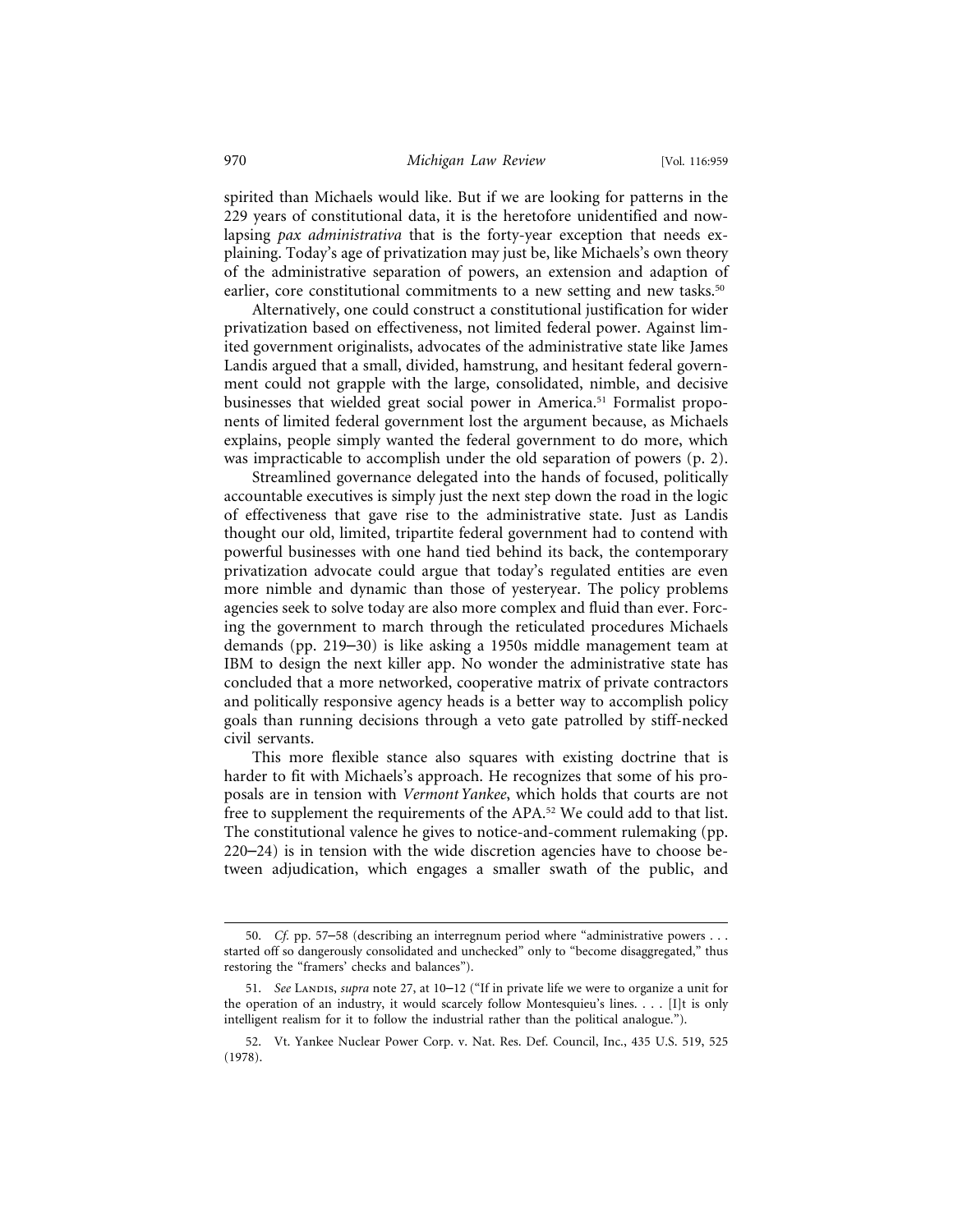spirited than Michaels would like. But if we are looking for patterns in the 229 years of constitutional data, it is the heretofore unidentified and now-lapsing *pax administrativa* that is the forty-year exception that needs explaining. Today's age of privatization may just be, like Michaels's own theory of the administrative separation of powers, an extension and adaption of earlier, core constitutional commitments to a new setting and new tasks.[50]

Alternatively, one could construct a constitutional justification for wider privatization based on effectiveness, not limited federal power. Against limited government originalists, advocates of the administrative state like James Landis argued that a small, divided, hamstrung, and hesitant federal government could not grapple with the large, consolidated, nimble, and decisive businesses that wielded great social power in America.[51] Formalist proponents of limited federal government lost the argument because, as Michaels explains, people simply wanted the federal government to do more, which was impracticable to accomplish under the old separation of powers (p. 2).

Streamlined governance delegated into the hands of focused, politically accountable executives is simply just the next step down the road in the logic of effectiveness that gave rise to the administrative state. Just as Landis thought our old, limited, tripartite federal government had to contend with powerful businesses with one hand tied behind its back, the contemporary privatization advocate could argue that today's regulated entities are even more nimble and dynamic than those of yesteryear. The policy problems agencies seek to solve today are also more complex and fluid than ever. Forcing the government to march through the reticulated procedures Michaels demands (pp. 219–30) is like asking a 1950s middle management team at IBM to design the next killer app. No wonder the administrative state has concluded that a more networked, cooperative matrix of private contractors and politically responsive agency heads is a better way to accomplish policy goals than running decisions through a veto gate patrolled by stiff-necked civil servants.

This more flexible stance also squares with existing doctrine that is harder to fit with Michaels's approach. He recognizes that some of his proposals are in tension with *Vermont Yankee*, which holds that courts are not free to supplement the requirements of the APA.[52] We could add to that list. The constitutional valence he gives to notice-and-comment rulemaking (pp. 220–24) is in tension with the wide discretion agencies have to choose between adjudication, which engages a smaller swath of the public, and

---

50. *Cf.* pp. 57–58 (describing an interregnum period where "administrative powers . . . started off so dangerously consolidated and unchecked" only to "become disaggregated," thus restoring the "framers' checks and balances").

51. *See* Landis, *supra* note 27, at 10–12 ("If in private life we were to organize a unit for the operation of an industry, it would scarcely follow Montesquieu's lines. . . . [I]t is only intelligent realism for it to follow the industrial rather than the political analogue.").

52. Vt. Yankee Nuclear Power Corp. v. Nat. Res. Def. Council, Inc., 435 U.S. 519, 525 (1978).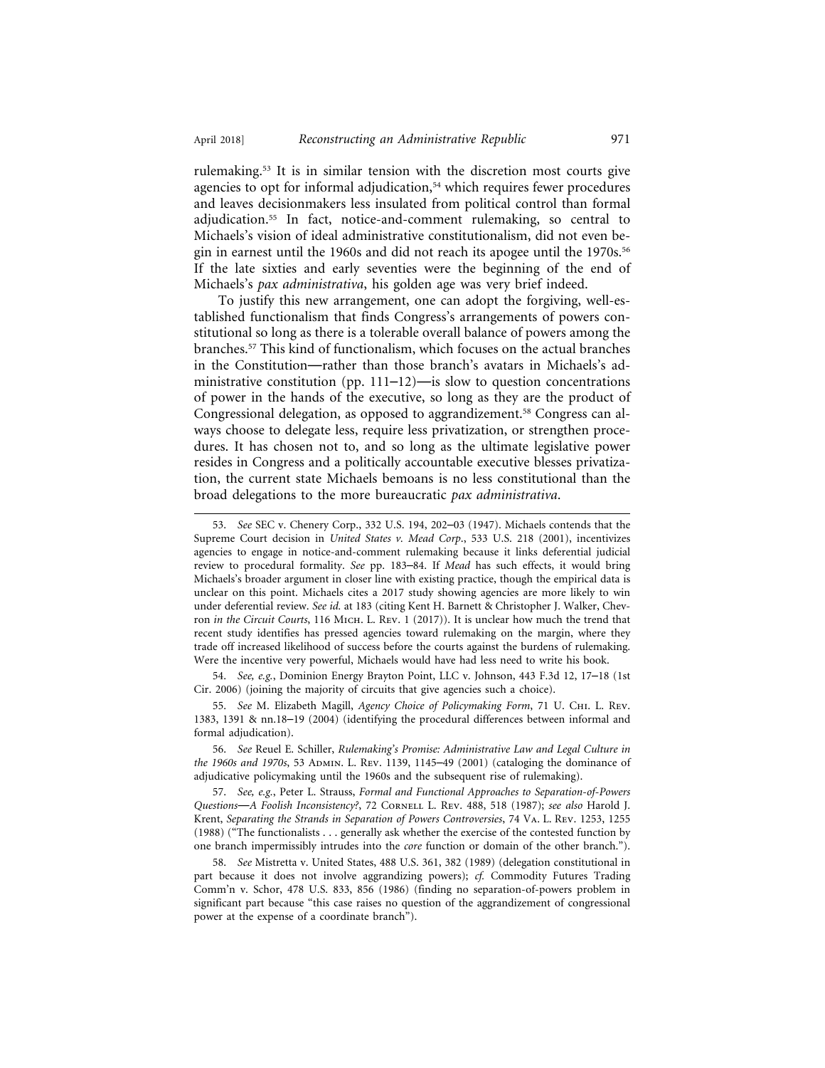rulemaking.[53] It is in similar tension with the discretion most courts give agencies to opt for informal adjudication,[54] which requires fewer procedures and leaves decisionmakers less insulated from political control than formal adjudication.[55] In fact, notice-and-comment rulemaking, so central to Michaels's vision of ideal administrative constitutionalism, did not even begin in earnest until the 1960s and did not reach its apogee until the 1970s.[56] If the late sixties and early seventies were the beginning of the end of Michaels's *pax administrativa*, his golden age was very brief indeed.

To justify this new arrangement, one can adopt the forgiving, well-established functionalism that finds Congress's arrangements of powers constitutional so long as there is a tolerable overall balance of powers among the branches.[57] This kind of functionalism, which focuses on the actual branches in the Constitution—rather than those branch's avatars in Michaels's administrative constitution (pp. 111–12)—is slow to question concentrations of power in the hands of the executive, so long as they are the product of Congressional delegation, as opposed to aggrandizement.[58] Congress can always choose to delegate less, require less privatization, or strengthen procedures. It has chosen not to, and so long as the ultimate legislative power resides in Congress and a politically accountable executive blesses privatization, the current state Michaels bemoans is no less constitutional than the broad delegations to the more bureaucratic *pax administrativa*.

---

53. *See* SEC v. Chenery Corp., 332 U.S. 194, 202–03 (1947). Michaels contends that the Supreme Court decision in *United States v. Mead Corp.*, 533 U.S. 218 (2001), incentivizes agencies to engage in notice-and-comment rulemaking because it links deferential judicial review to procedural formality. *See* pp. 183–84. If *Mead* has such effects, it would bring Michaels's broader argument in closer line with existing practice, though the empirical data is unclear on this point. Michaels cites a 2017 study showing agencies are more likely to win under deferential review. *See id.* at 183 (citing Kent H. Barnett & Christopher J. Walker, Chevron *in the Circuit Courts*, 116 MICH. L. REV. 1 (2017)). It is unclear how much the trend that recent study identifies has pressed agencies toward rulemaking on the margin, where they trade off increased likelihood of success before the courts against the burdens of rulemaking. Were the incentive very powerful, Michaels would have had less need to write his book.

54. *See, e.g.*, Dominion Energy Brayton Point, LLC v. Johnson, 443 F.3d 12, 17–18 (1st Cir. 2006) (joining the majority of circuits that give agencies such a choice).

55. *See* M. Elizabeth Magill, *Agency Choice of Policymaking Form*, 71 U. CHI. L. REV. 1383, 1391 & nn.18–19 (2004) (identifying the procedural differences between informal and formal adjudication).

56. *See* Reuel E. Schiller, *Rulemaking's Promise: Administrative Law and Legal Culture in the 1960s and 1970s*, 53 ADMIN. L. REV. 1139, 1145–49 (2001) (cataloging the dominance of adjudicative policymaking until the 1960s and the subsequent rise of rulemaking).

57. *See, e.g.*, Peter L. Strauss, *Formal and Functional Approaches to Separation-of-Powers Questions—A Foolish Inconsistency?*, 72 CORNELL L. REV. 488, 518 (1987); *see also* Harold J. Krent, *Separating the Strands in Separation of Powers Controversies*, 74 VA. L. REV. 1253, 1255 (1988) ("The functionalists . . . generally ask whether the exercise of the contested function by one branch impermissibly intrudes into the *core* function or domain of the other branch.").

58. *See* Mistretta v. United States, 488 U.S. 361, 382 (1989) (delegation constitutional in part because it does not involve aggrandizing powers); *cf.* Commodity Futures Trading Comm'n v. Schor, 478 U.S. 833, 856 (1986) (finding no separation-of-powers problem in significant part because "this case raises no question of the aggrandizement of congressional power at the expense of a coordinate branch").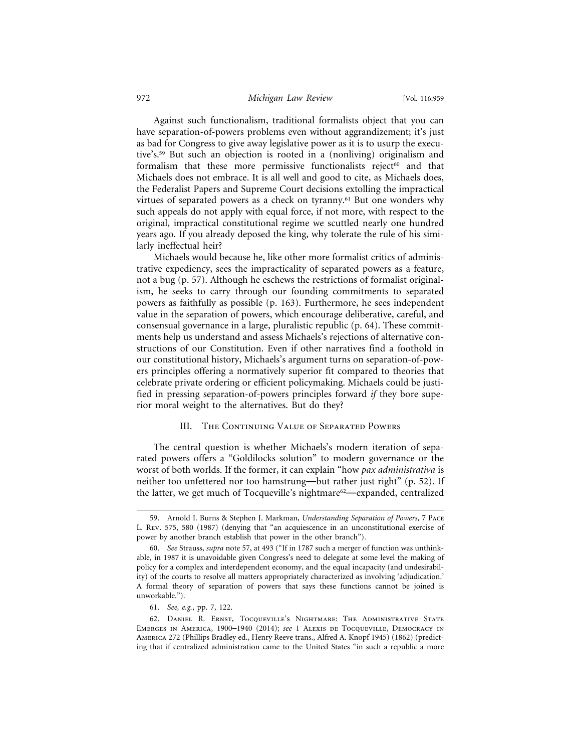Against such functionalism, traditional formalists object that you can have separation-of-powers problems even without aggrandizement; it's just as bad for Congress to give away legislative power as it is to usurp the executive's.[59] But such an objection is rooted in a (nonliving) originalism and formalism that these more permissive functionalists reject[60] and that Michaels does not embrace. It is all well and good to cite, as Michaels does, the Federalist Papers and Supreme Court decisions extolling the impractical virtues of separated powers as a check on tyranny.[61] But one wonders why such appeals do not apply with equal force, if not more, with respect to the original, impractical constitutional regime we scuttled nearly one hundred years ago. If you already deposed the king, why tolerate the rule of his similarly ineffectual heir?

Michaels would because he, like other more formalist critics of administrative expediency, sees the impracticality of separated powers as a feature, not a bug (p. 57). Although he eschews the restrictions of formalist originalism, he seeks to carry through our founding commitments to separated powers as faithfully as possible (p. 163). Furthermore, he sees independent value in the separation of powers, which encourage deliberative, careful, and consensual governance in a large, pluralistic republic (p. 64). These commitments help us understand and assess Michaels's rejections of alternative constructions of our Constitution. Even if other narratives find a foothold in our constitutional history, Michaels's argument turns on separation-of-powers principles offering a normatively superior fit compared to theories that celebrate private ordering or efficient policymaking. Michaels could be justified in pressing separation-of-powers principles forward *if* they bore superior moral weight to the alternatives. But do they?

## III. The Continuing Value of Separated Powers

The central question is whether Michaels's modern iteration of separated powers offers a "Goldilocks solution" to modern governance or the worst of both worlds. If the former, it can explain "how *pax administrativa* is neither too unfettered nor too hamstrung—but rather just right" (p. 52). If the latter, we get much of Tocqueville's nightmare[62]—expanded, centralized

---

59. Arnold I. Burns & Stephen J. Markman, *Understanding Separation of Powers*, 7 Pace L. Rev. 575, 580 (1987) (denying that "an acquiescence in an unconstitutional exercise of power by another branch establish that power in the other branch").

60. *See* Strauss, *supra* note 57, at 493 ("If in 1787 such a merger of function was unthinkable, in 1987 it is unavoidable given Congress's need to delegate at some level the making of policy for a complex and interdependent economy, and the equal incapacity (and undesirability) of the courts to resolve all matters appropriately characterized as involving 'adjudication.' A formal theory of separation of powers that says these functions cannot be joined is unworkable.").

61. *See, e.g.*, pp. 7, 122.

62. Daniel R. Ernst, Tocqueville's Nightmare: The Administrative State Emerges in America, 1900–1940 (2014); *see* 1 Alexis de Tocqueville, Democracy in America 272 (Phillips Bradley ed., Henry Reeve trans., Alfred A. Knopf 1945) (1862) (predicting that if centralized administration came to the United States "in such a republic a more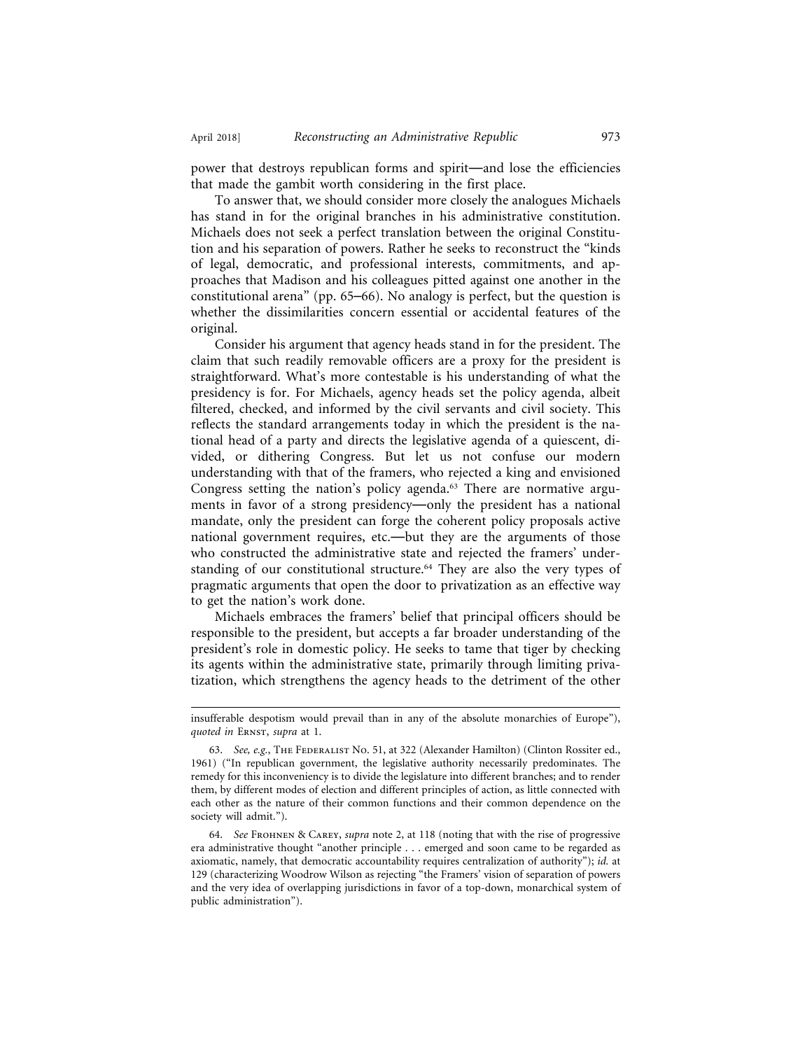power that destroys republican forms and spirit—and lose the efficiencies that made the gambit worth considering in the first place.

To answer that, we should consider more closely the analogues Michaels has stand in for the original branches in his administrative constitution. Michaels does not seek a perfect translation between the original Constitution and his separation of powers. Rather he seeks to reconstruct the "kinds of legal, democratic, and professional interests, commitments, and approaches that Madison and his colleagues pitted against one another in the constitutional arena" (pp. 65–66). No analogy is perfect, but the question is whether the dissimilarities concern essential or accidental features of the original.

Consider his argument that agency heads stand in for the president. The claim that such readily removable officers are a proxy for the president is straightforward. What's more contestable is his understanding of what the presidency is for. For Michaels, agency heads set the policy agenda, albeit filtered, checked, and informed by the civil servants and civil society. This reflects the standard arrangements today in which the president is the national head of a party and directs the legislative agenda of a quiescent, divided, or dithering Congress. But let us not confuse our modern understanding with that of the framers, who rejected a king and envisioned Congress setting the nation's policy agenda.[63] There are normative arguments in favor of a strong presidency—only the president has a national mandate, only the president can forge the coherent policy proposals active national government requires, etc.—but they are the arguments of those who constructed the administrative state and rejected the framers' understanding of our constitutional structure.[64] They are also the very types of pragmatic arguments that open the door to privatization as an effective way to get the nation's work done.

Michaels embraces the framers' belief that principal officers should be responsible to the president, but accepts a far broader understanding of the president's role in domestic policy. He seeks to tame that tiger by checking its agents within the administrative state, primarily through limiting privatization, which strengthens the agency heads to the detriment of the other

---

insufferable despotism would prevail than in any of the absolute monarchies of Europe"), *quoted in* Ernst, *supra* at 1.

63. *See, e.g.*, The Federalist No. 51, at 322 (Alexander Hamilton) (Clinton Rossiter ed., 1961) ("In republican government, the legislative authority necessarily predominates. The remedy for this inconveniency is to divide the legislature into different branches; and to render them, by different modes of election and different principles of action, as little connected with each other as the nature of their common functions and their common dependence on the society will admit.").

64. *See* Frohnen & Carey, *supra* note 2, at 118 (noting that with the rise of progressive era administrative thought "another principle . . . emerged and soon came to be regarded as axiomatic, namely, that democratic accountability requires centralization of authority"); *id.* at 129 (characterizing Woodrow Wilson as rejecting "the Framers' vision of separation of powers and the very idea of overlapping jurisdictions in favor of a top-down, monarchical system of public administration").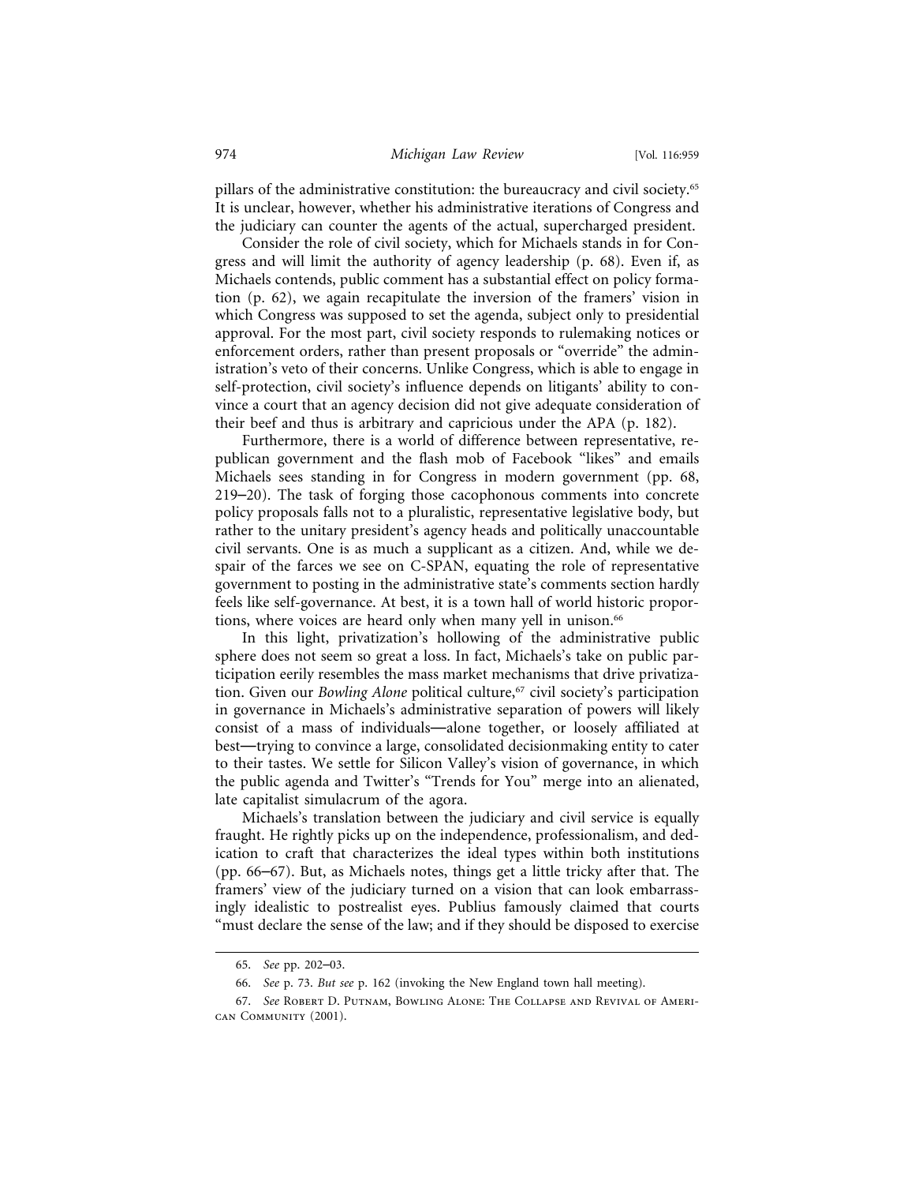pillars of the administrative constitution: the bureaucracy and civil society.[65] It is unclear, however, whether his administrative iterations of Congress and the judiciary can counter the agents of the actual, supercharged president.

Consider the role of civil society, which for Michaels stands in for Congress and will limit the authority of agency leadership (p. 68). Even if, as Michaels contends, public comment has a substantial effect on policy formation (p. 62), we again recapitulate the inversion of the framers' vision in which Congress was supposed to set the agenda, subject only to presidential approval. For the most part, civil society responds to rulemaking notices or enforcement orders, rather than present proposals or "override" the administration's veto of their concerns. Unlike Congress, which is able to engage in self-protection, civil society's influence depends on litigants' ability to convince a court that an agency decision did not give adequate consideration of their beef and thus is arbitrary and capricious under the APA (p. 182).

Furthermore, there is a world of difference between representative, republican government and the flash mob of Facebook "likes" and emails Michaels sees standing in for Congress in modern government (pp. 68, 219–20). The task of forging those cacophonous comments into concrete policy proposals falls not to a pluralistic, representative legislative body, but rather to the unitary president's agency heads and politically unaccountable civil servants. One is as much a supplicant as a citizen. And, while we despair of the farces we see on C-SPAN, equating the role of representative government to posting in the administrative state's comments section hardly feels like self-governance. At best, it is a town hall of world historic proportions, where voices are heard only when many yell in unison.[66]

In this light, privatization's hollowing of the administrative public sphere does not seem so great a loss. In fact, Michaels's take on public participation eerily resembles the mass market mechanisms that drive privatization. Given our *Bowling Alone* political culture,[67] civil society's participation in governance in Michaels's administrative separation of powers will likely consist of a mass of individuals—alone together, or loosely affiliated at best—trying to convince a large, consolidated decisionmaking entity to cater to their tastes. We settle for Silicon Valley's vision of governance, in which the public agenda and Twitter's "Trends for You" merge into an alienated, late capitalist simulacrum of the agora.

Michaels's translation between the judiciary and civil service is equally fraught. He rightly picks up on the independence, professionalism, and dedication to craft that characterizes the ideal types within both institutions (pp. 66–67). But, as Michaels notes, things get a little tricky after that. The framers' view of the judiciary turned on a vision that can look embarrassingly idealistic to postrealist eyes. Publius famously claimed that courts "must declare the sense of the law; and if they should be disposed to exercise

---

65. *See* pp. 202–03.

66. *See* p. 73. *But see* p. 162 (invoking the New England town hall meeting).

67. *See* Robert D. Putnam, Bowling Alone: The Collapse and Revival of American Community (2001).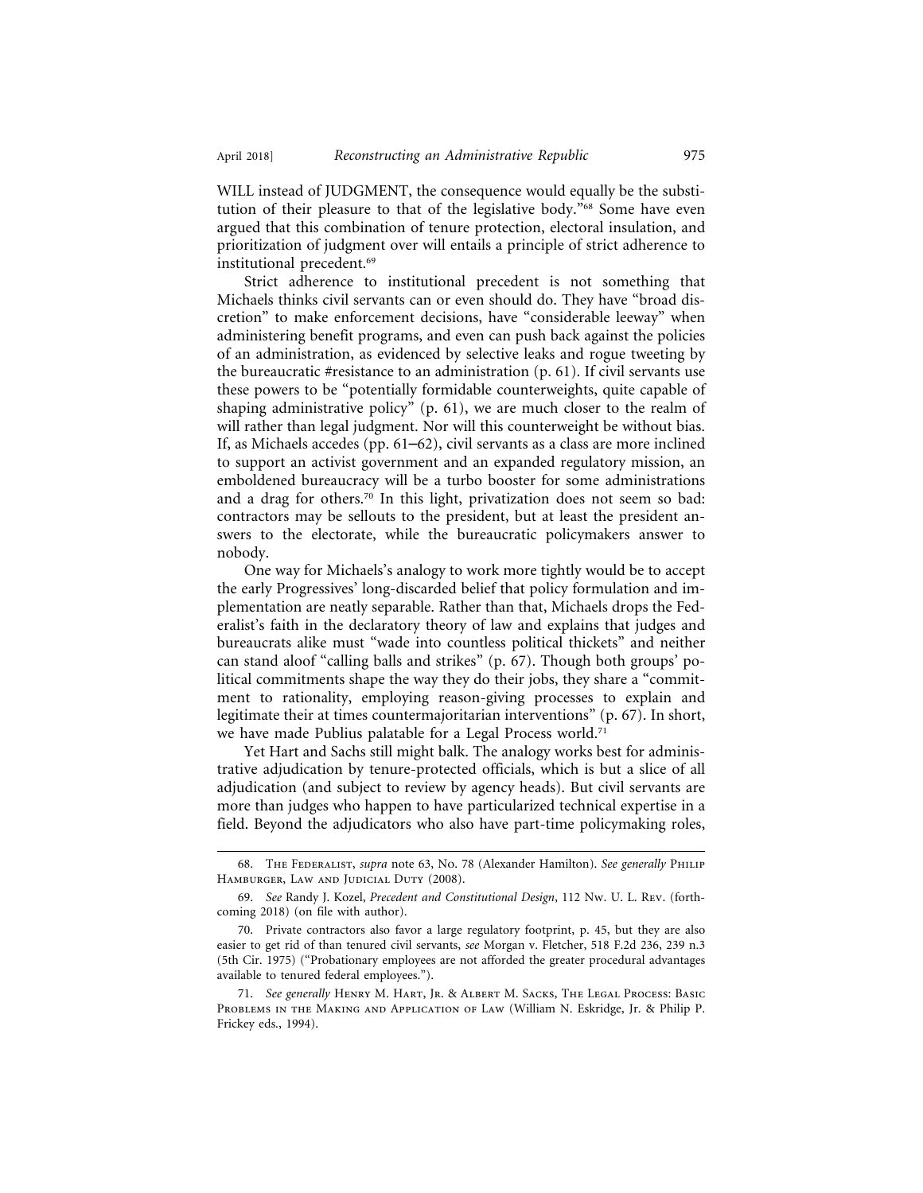WILL instead of JUDGMENT, the consequence would equally be the substitution of their pleasure to that of the legislative body."[68] Some have even argued that this combination of tenure protection, electoral insulation, and prioritization of judgment over will entails a principle of strict adherence to institutional precedent.[69]

Strict adherence to institutional precedent is not something that Michaels thinks civil servants can or even should do. They have "broad discretion" to make enforcement decisions, have "considerable leeway" when administering benefit programs, and even can push back against the policies of an administration, as evidenced by selective leaks and rogue tweeting by the bureaucratic #resistance to an administration (p. 61). If civil servants use these powers to be "potentially formidable counterweights, quite capable of shaping administrative policy" (p. 61), we are much closer to the realm of will rather than legal judgment. Nor will this counterweight be without bias. If, as Michaels accedes (pp. 61–62), civil servants as a class are more inclined to support an activist government and an expanded regulatory mission, an emboldened bureaucracy will be a turbo booster for some administrations and a drag for others.[70] In this light, privatization does not seem so bad: contractors may be sellouts to the president, but at least the president answers to the electorate, while the bureaucratic policymakers answer to nobody.

One way for Michaels's analogy to work more tightly would be to accept the early Progressives' long-discarded belief that policy formulation and implementation are neatly separable. Rather than that, Michaels drops the Federalist's faith in the declaratory theory of law and explains that judges and bureaucrats alike must "wade into countless political thickets" and neither can stand aloof "calling balls and strikes" (p. 67). Though both groups' political commitments shape the way they do their jobs, they share a "commitment to rationality, employing reason-giving processes to explain and legitimate their at times countermajoritarian interventions" (p. 67). In short, we have made Publius palatable for a Legal Process world.[71]

Yet Hart and Sachs still might balk. The analogy works best for administrative adjudication by tenure-protected officials, which is but a slice of all adjudication (and subject to review by agency heads). But civil servants are more than judges who happen to have particularized technical expertise in a field. Beyond the adjudicators who also have part-time policymaking roles,

---

68. The Federalist, *supra* note 63, No. 78 (Alexander Hamilton). *See generally* Philip Hamburger, Law and Judicial Duty (2008).

69. *See* Randy J. Kozel, *Precedent and Constitutional Design*, 112 Nw. U. L. Rev. (forthcoming 2018) (on file with author).

70. Private contractors also favor a large regulatory footprint, p. 45, but they are also easier to get rid of than tenured civil servants, *see* Morgan v. Fletcher, 518 F.2d 236, 239 n.3 (5th Cir. 1975) ("Probationary employees are not afforded the greater procedural advantages available to tenured federal employees.").

71. *See generally* Henry M. Hart, Jr. & Albert M. Sacks, The Legal Process: Basic Problems in the Making and Application of Law (William N. Eskridge, Jr. & Philip P. Frickey eds., 1994).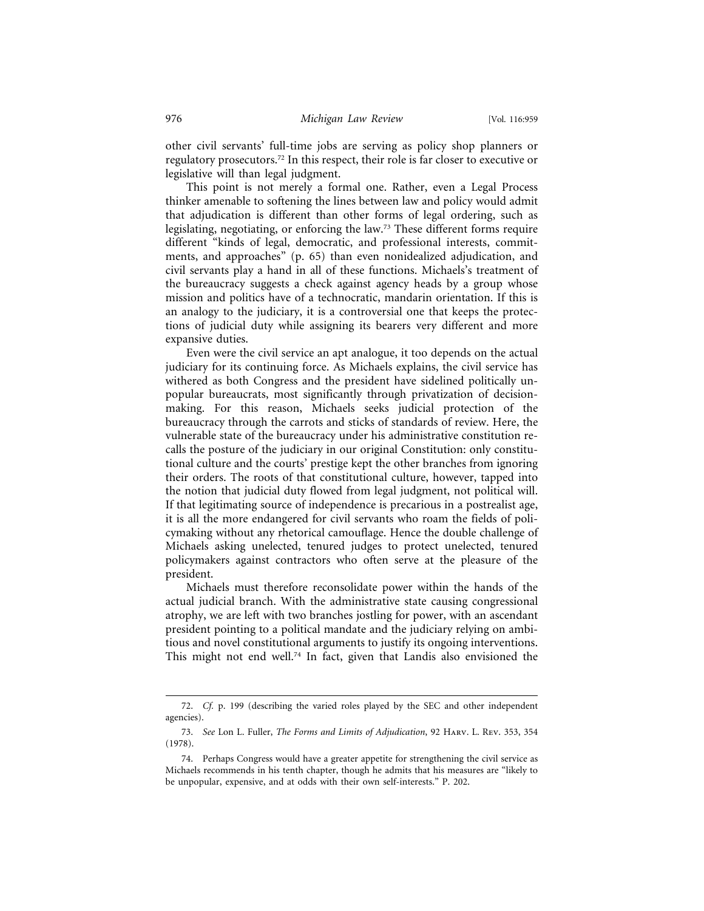other civil servants' full-time jobs are serving as policy shop planners or regulatory prosecutors.[72] In this respect, their role is far closer to executive or legislative will than legal judgment.

This point is not merely a formal one. Rather, even a Legal Process thinker amenable to softening the lines between law and policy would admit that adjudication is different than other forms of legal ordering, such as legislating, negotiating, or enforcing the law.[73] These different forms require different "kinds of legal, democratic, and professional interests, commitments, and approaches" (p. 65) than even nonidealized adjudication, and civil servants play a hand in all of these functions. Michaels's treatment of the bureaucracy suggests a check against agency heads by a group whose mission and politics have of a technocratic, mandarin orientation. If this is an analogy to the judiciary, it is a controversial one that keeps the protections of judicial duty while assigning its bearers very different and more expansive duties.

Even were the civil service an apt analogue, it too depends on the actual judiciary for its continuing force. As Michaels explains, the civil service has withered as both Congress and the president have sidelined politically unpopular bureaucrats, most significantly through privatization of decisionmaking. For this reason, Michaels seeks judicial protection of the bureaucracy through the carrots and sticks of standards of review. Here, the vulnerable state of the bureaucracy under his administrative constitution recalls the posture of the judiciary in our original Constitution: only constitutional culture and the courts' prestige kept the other branches from ignoring their orders. The roots of that constitutional culture, however, tapped into the notion that judicial duty flowed from legal judgment, not political will. If that legitimating source of independence is precarious in a postrealist age, it is all the more endangered for civil servants who roam the fields of policymaking without any rhetorical camouflage. Hence the double challenge of Michaels asking unelected, tenured judges to protect unelected, tenured policymakers against contractors who often serve at the pleasure of the president.

Michaels must therefore reconsolidate power within the hands of the actual judicial branch. With the administrative state causing congressional atrophy, we are left with two branches jostling for power, with an ascendant president pointing to a political mandate and the judiciary relying on ambitious and novel constitutional arguments to justify its ongoing interventions. This might not end well.[74] In fact, given that Landis also envisioned the

---

72. *Cf.* p. 199 (describing the varied roles played by the SEC and other independent agencies).

73. *See* Lon L. Fuller, *The Forms and Limits of Adjudication*, 92 Harv. L. Rev. 353, 354 (1978).

74. Perhaps Congress would have a greater appetite for strengthening the civil service as Michaels recommends in his tenth chapter, though he admits that his measures are "likely to be unpopular, expensive, and at odds with their own self-interests." P. 202.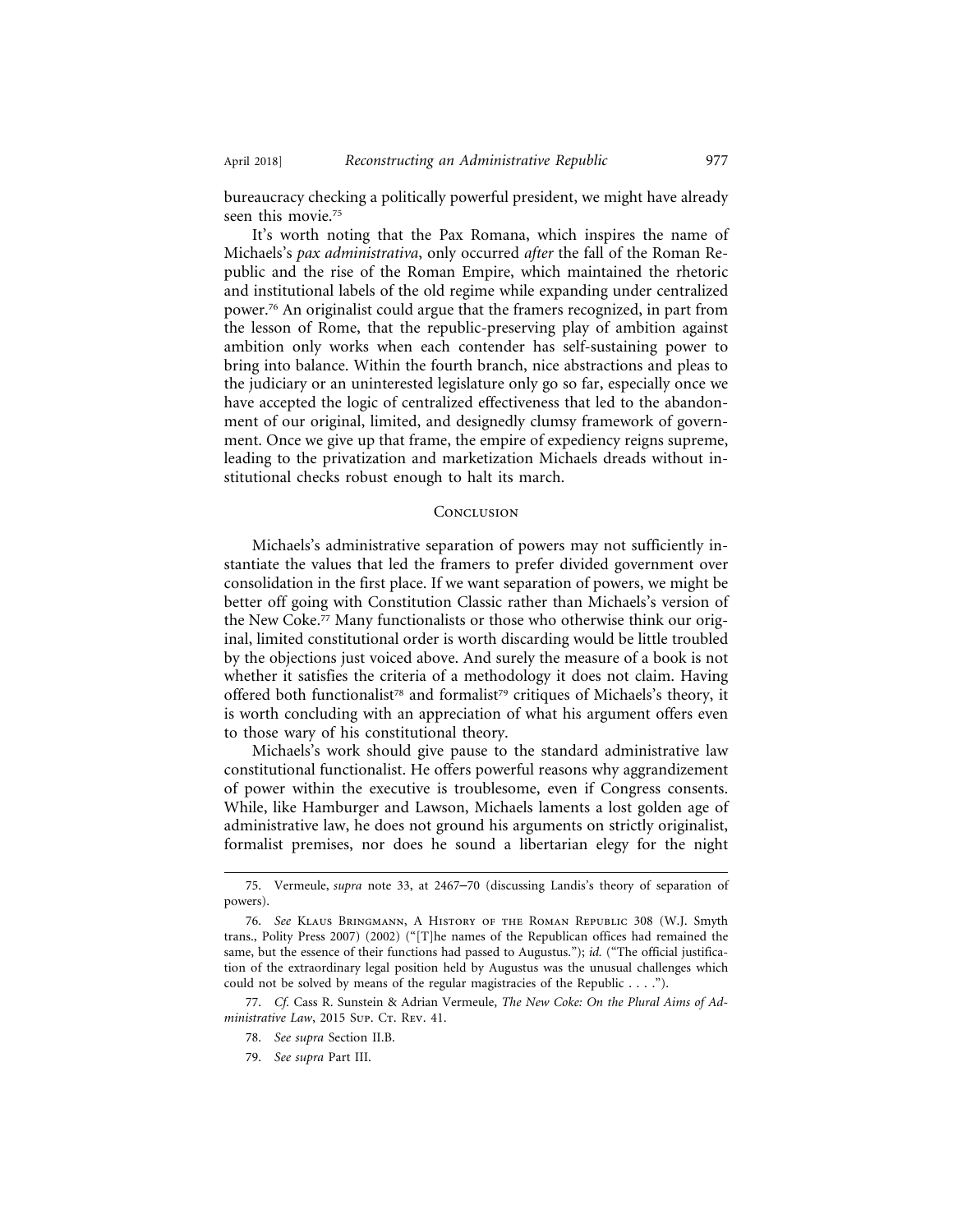bureaucracy checking a politically powerful president, we might have already seen this movie.[75]

It's worth noting that the Pax Romana, which inspires the name of Michaels's *pax administrativa*, only occurred *after* the fall of the Roman Republic and the rise of the Roman Empire, which maintained the rhetoric and institutional labels of the old regime while expanding under centralized power.[76] An originalist could argue that the framers recognized, in part from the lesson of Rome, that the republic-preserving play of ambition against ambition only works when each contender has self-sustaining power to bring into balance. Within the fourth branch, nice abstractions and pleas to the judiciary or an uninterested legislature only go so far, especially once we have accepted the logic of centralized effectiveness that led to the abandonment of our original, limited, and designedly clumsy framework of government. Once we give up that frame, the empire of expediency reigns supreme, leading to the privatization and marketization Michaels dreads without institutional checks robust enough to halt its march.

## Conclusion

Michaels's administrative separation of powers may not sufficiently instantiate the values that led the framers to prefer divided government over consolidation in the first place. If we want separation of powers, we might be better off going with Constitution Classic rather than Michaels's version of the New Coke.[77] Many functionalists or those who otherwise think our original, limited constitutional order is worth discarding would be little troubled by the objections just voiced above. And surely the measure of a book is not whether it satisfies the criteria of a methodology it does not claim. Having offered both functionalist[78] and formalist[79] critiques of Michaels's theory, it is worth concluding with an appreciation of what his argument offers even to those wary of his constitutional theory.

Michaels's work should give pause to the standard administrative law constitutional functionalist. He offers powerful reasons why aggrandizement of power within the executive is troublesome, even if Congress consents. While, like Hamburger and Lawson, Michaels laments a lost golden age of administrative law, he does not ground his arguments on strictly originalist, formalist premises, nor does he sound a libertarian elegy for the night

---

75. Vermeule, *supra* note 33, at 2467–70 (discussing Landis's theory of separation of powers).

76. *See* Klaus Bringmann, A History of the Roman Republic 308 (W.J. Smyth trans., Polity Press 2007) (2002) ("[T]he names of the Republican offices had remained the same, but the essence of their functions had passed to Augustus."); *id.* ("The official justification of the extraordinary legal position held by Augustus was the unusual challenges which could not be solved by means of the regular magistracies of the Republic . . . .").

77. *Cf.* Cass R. Sunstein & Adrian Vermeule, *The New Coke: On the Plural Aims of Administrative Law*, 2015 Sup. Ct. Rev. 41.

78. *See supra* Section II.B.

79. *See supra* Part III.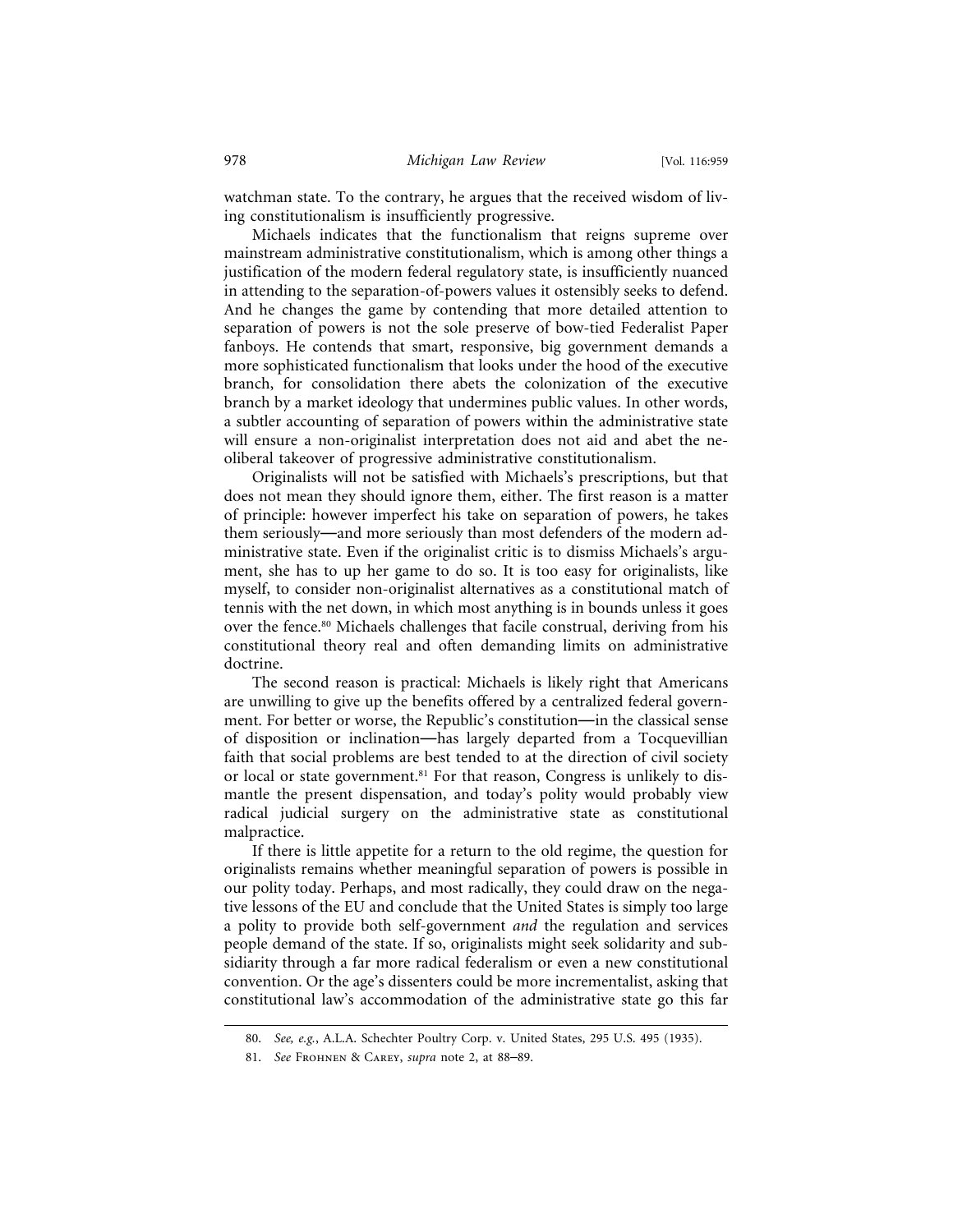watchman state. To the contrary, he argues that the received wisdom of living constitutionalism is insufficiently progressive.

Michaels indicates that the functionalism that reigns supreme over mainstream administrative constitutionalism, which is among other things a justification of the modern federal regulatory state, is insufficiently nuanced in attending to the separation-of-powers values it ostensibly seeks to defend. And he changes the game by contending that more detailed attention to separation of powers is not the sole preserve of bow-tied Federalist Paper fanboys. He contends that smart, responsive, big government demands a more sophisticated functionalism that looks under the hood of the executive branch, for consolidation there abets the colonization of the executive branch by a market ideology that undermines public values. In other words, a subtler accounting of separation of powers within the administrative state will ensure a non-originalist interpretation does not aid and abet the neoliberal takeover of progressive administrative constitutionalism.

Originalists will not be satisfied with Michaels's prescriptions, but that does not mean they should ignore them, either. The first reason is a matter of principle: however imperfect his take on separation of powers, he takes them seriously—and more seriously than most defenders of the modern administrative state. Even if the originalist critic is to dismiss Michaels's argument, she has to up her game to do so. It is too easy for originalists, like myself, to consider non-originalist alternatives as a constitutional match of tennis with the net down, in which most anything is in bounds unless it goes over the fence.[80] Michaels challenges that facile construal, deriving from his constitutional theory real and often demanding limits on administrative doctrine.

The second reason is practical: Michaels is likely right that Americans are unwilling to give up the benefits offered by a centralized federal government. For better or worse, the Republic's constitution—in the classical sense of disposition or inclination—has largely departed from a Tocquevillian faith that social problems are best tended to at the direction of civil society or local or state government.[81] For that reason, Congress is unlikely to dismantle the present dispensation, and today's polity would probably view radical judicial surgery on the administrative state as constitutional malpractice.

If there is little appetite for a return to the old regime, the question for originalists remains whether meaningful separation of powers is possible in our polity today. Perhaps, and most radically, they could draw on the negative lessons of the EU and conclude that the United States is simply too large a polity to provide both self-government *and* the regulation and services people demand of the state. If so, originalists might seek solidarity and subsidiarity through a far more radical federalism or even a new constitutional convention. Or the age's dissenters could be more incrementalist, asking that constitutional law's accommodation of the administrative state go this far

80. *See, e.g.*, A.L.A. Schechter Poultry Corp. v. United States, 295 U.S. 495 (1935).

81. *See* Frohnen & Carey, *supra* note 2, at 88–89.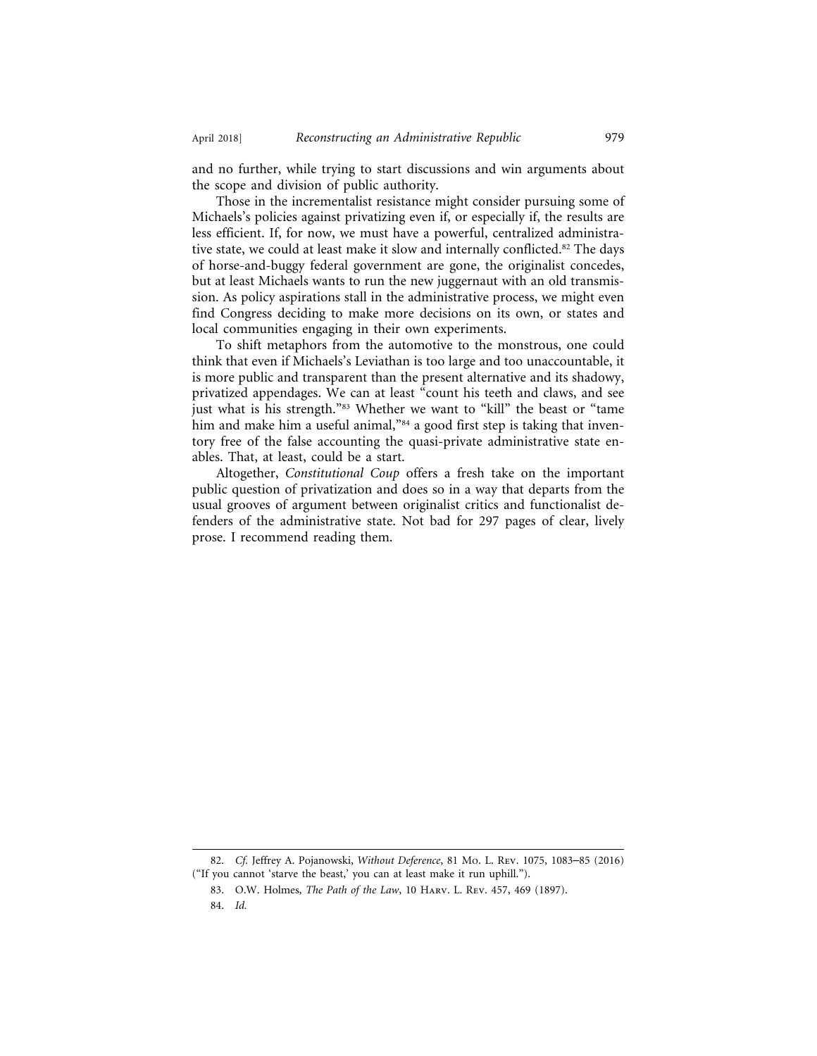and no further, while trying to start discussions and win arguments about the scope and division of public authority.

Those in the incrementalist resistance might consider pursuing some of Michaels's policies against privatizing even if, or especially if, the results are less efficient. If, for now, we must have a powerful, centralized administrative state, we could at least make it slow and internally conflicted.[82] The days of horse-and-buggy federal government are gone, the originalist concedes, but at least Michaels wants to run the new juggernaut with an old transmission. As policy aspirations stall in the administrative process, we might even find Congress deciding to make more decisions on its own, or states and local communities engaging in their own experiments.

To shift metaphors from the automotive to the monstrous, one could think that even if Michaels's Leviathan is too large and too unaccountable, it is more public and transparent than the present alternative and its shadowy, privatized appendages. We can at least "count his teeth and claws, and see just what is his strength."[83] Whether we want to "kill" the beast or "tame him and make him a useful animal,"[84] a good first step is taking that inventory free of the false accounting the quasi-private administrative state enables. That, at least, could be a start.

Altogether, *Constitutional Coup* offers a fresh take on the important public question of privatization and does so in a way that departs from the usual grooves of argument between originalist critics and functionalist defenders of the administrative state. Not bad for 297 pages of clear, lively prose. I recommend reading them.

---

82. *Cf.* Jeffrey A. Pojanowski, *Without Deference*, 81 Mo. L. Rev. 1075, 1083–85 (2016) ("If you cannot 'starve the beast,' you can at least make it run uphill.").

83. O.W. Holmes, *The Path of the Law*, 10 Harv. L. Rev. 457, 469 (1897).

84. *Id.*